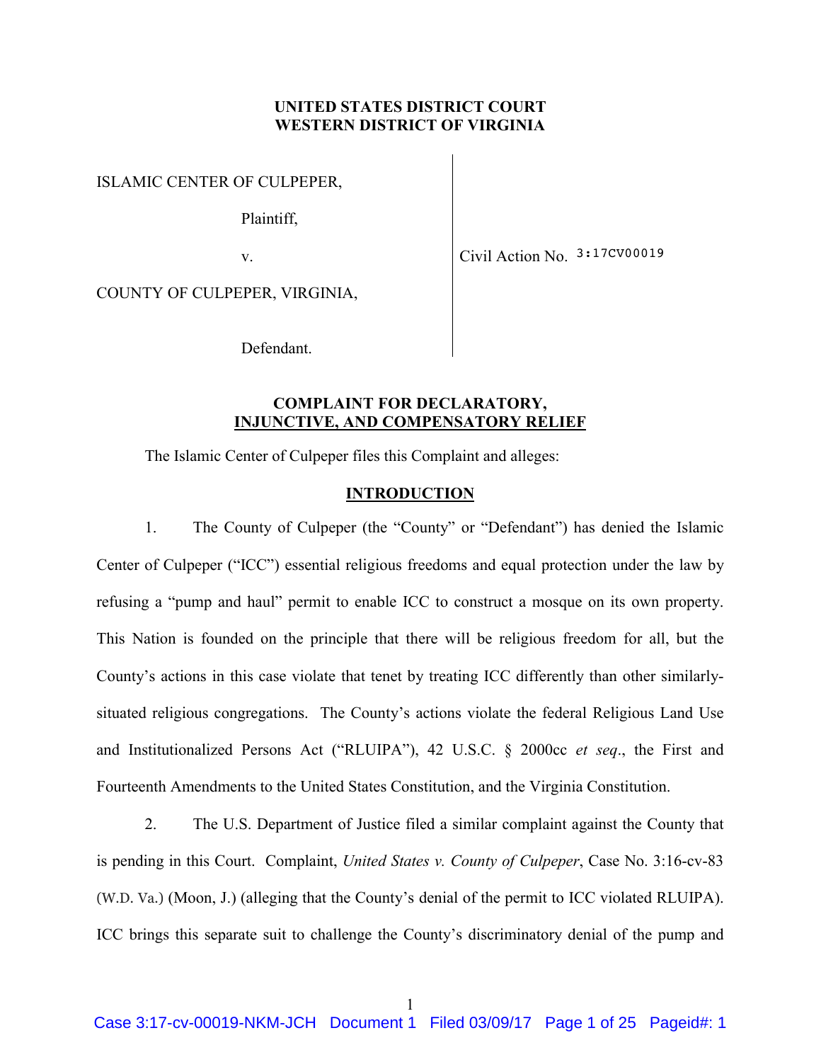**UNITED STATES DISTRICT COURT**
**WESTERN DISTRICT OF VIRGINIA**

| | |
|---|---|
| ISLAMIC CENTER OF CULPEPER, | |
| Plaintiff, | |
| v. | Civil Action No. 3:17CV00019 |
| COUNTY OF CULPEPER, VIRGINIA, | |
| Defendant. | |

## COMPLAINT FOR DECLARATORY, INJUNCTIVE, AND COMPENSATORY RELIEF

The Islamic Center of Culpeper files this Complaint and alleges:

## INTRODUCTION

1. The County of Culpeper (the "County" or "Defendant") has denied the Islamic Center of Culpeper ("ICC") essential religious freedoms and equal protection under the law by refusing a "pump and haul" permit to enable ICC to construct a mosque on its own property. This Nation is founded on the principle that there will be religious freedom for all, but the County's actions in this case violate that tenet by treating ICC differently than other similarly-situated religious congregations. The County's actions violate the federal Religious Land Use and Institutionalized Persons Act ("RLUIPA"), 42 U.S.C. § 2000cc *et seq*., the First and Fourteenth Amendments to the United States Constitution, and the Virginia Constitution.

2. The U.S. Department of Justice filed a similar complaint against the County that is pending in this Court. Complaint, *United States v. County of Culpeper*, Case No. 3:16-cv-83 (W.D. Va.) (Moon, J.) (alleging that the County's denial of the permit to ICC violated RLUIPA). ICC brings this separate suit to challenge the County's discriminatory denial of the pump and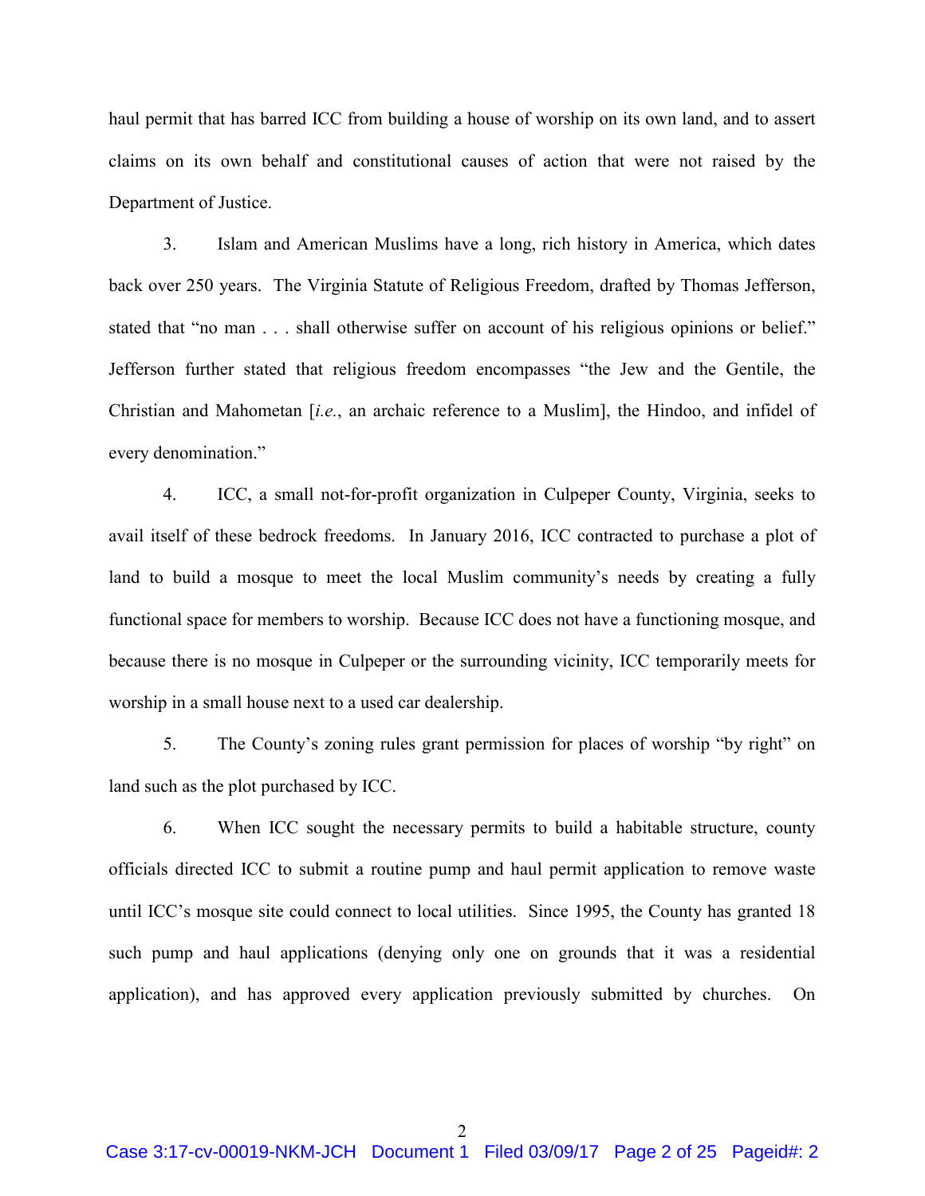haul permit that has barred ICC from building a house of worship on its own land, and to assert claims on its own behalf and constitutional causes of action that were not raised by the Department of Justice.

3. Islam and American Muslims have a long, rich history in America, which dates back over 250 years. The Virginia Statute of Religious Freedom, drafted by Thomas Jefferson, stated that "no man . . . shall otherwise suffer on account of his religious opinions or belief." Jefferson further stated that religious freedom encompasses "the Jew and the Gentile, the Christian and Mahometan [*i.e.*, an archaic reference to a Muslim], the Hindoo, and infidel of every denomination."

4. ICC, a small not-for-profit organization in Culpeper County, Virginia, seeks to avail itself of these bedrock freedoms. In January 2016, ICC contracted to purchase a plot of land to build a mosque to meet the local Muslim community's needs by creating a fully functional space for members to worship. Because ICC does not have a functioning mosque, and because there is no mosque in Culpeper or the surrounding vicinity, ICC temporarily meets for worship in a small house next to a used car dealership.

5. The County's zoning rules grant permission for places of worship "by right" on land such as the plot purchased by ICC.

6. When ICC sought the necessary permits to build a habitable structure, county officials directed ICC to submit a routine pump and haul permit application to remove waste until ICC's mosque site could connect to local utilities. Since 1995, the County has granted 18 such pump and haul applications (denying only one on grounds that it was a residential application), and has approved every application previously submitted by churches. On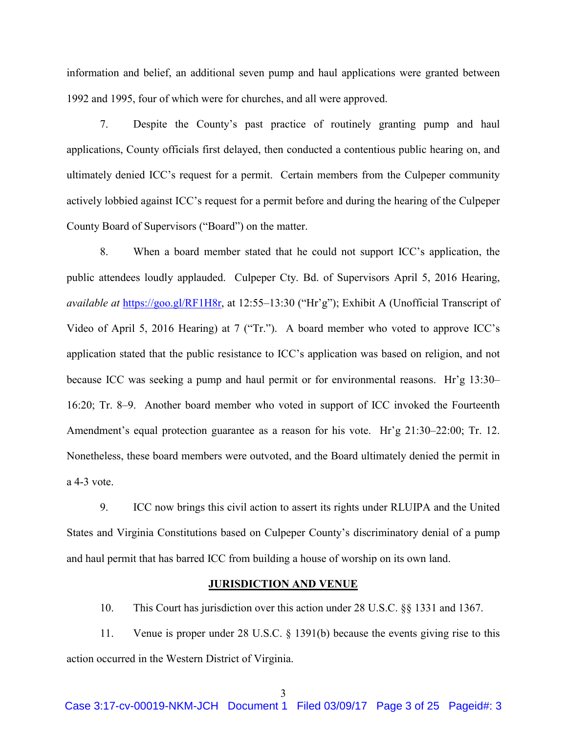information and belief, an additional seven pump and haul applications were granted between 1992 and 1995, four of which were for churches, and all were approved.

7. Despite the County's past practice of routinely granting pump and haul applications, County officials first delayed, then conducted a contentious public hearing on, and ultimately denied ICC's request for a permit. Certain members from the Culpeper community actively lobbied against ICC's request for a permit before and during the hearing of the Culpeper County Board of Supervisors ("Board") on the matter.

8. When a board member stated that he could not support ICC's application, the public attendees loudly applauded. Culpeper Cty. Bd. of Supervisors April 5, 2016 Hearing, *available at* https://goo.gl/RF1H8r, at 12:55–13:30 ("Hr'g"); Exhibit A (Unofficial Transcript of Video of April 5, 2016 Hearing) at 7 ("Tr."). A board member who voted to approve ICC's application stated that the public resistance to ICC's application was based on religion, and not because ICC was seeking a pump and haul permit or for environmental reasons. Hr'g 13:30–16:20; Tr. 8–9. Another board member who voted in support of ICC invoked the Fourteenth Amendment's equal protection guarantee as a reason for his vote. Hr'g 21:30–22:00; Tr. 12. Nonetheless, these board members were outvoted, and the Board ultimately denied the permit in a 4-3 vote.

9. ICC now brings this civil action to assert its rights under RLUIPA and the United States and Virginia Constitutions based on Culpeper County's discriminatory denial of a pump and haul permit that has barred ICC from building a house of worship on its own land.

## JURISDICTION AND VENUE

10. This Court has jurisdiction over this action under 28 U.S.C. §§ 1331 and 1367.

11. Venue is proper under 28 U.S.C. § 1391(b) because the events giving rise to this action occurred in the Western District of Virginia.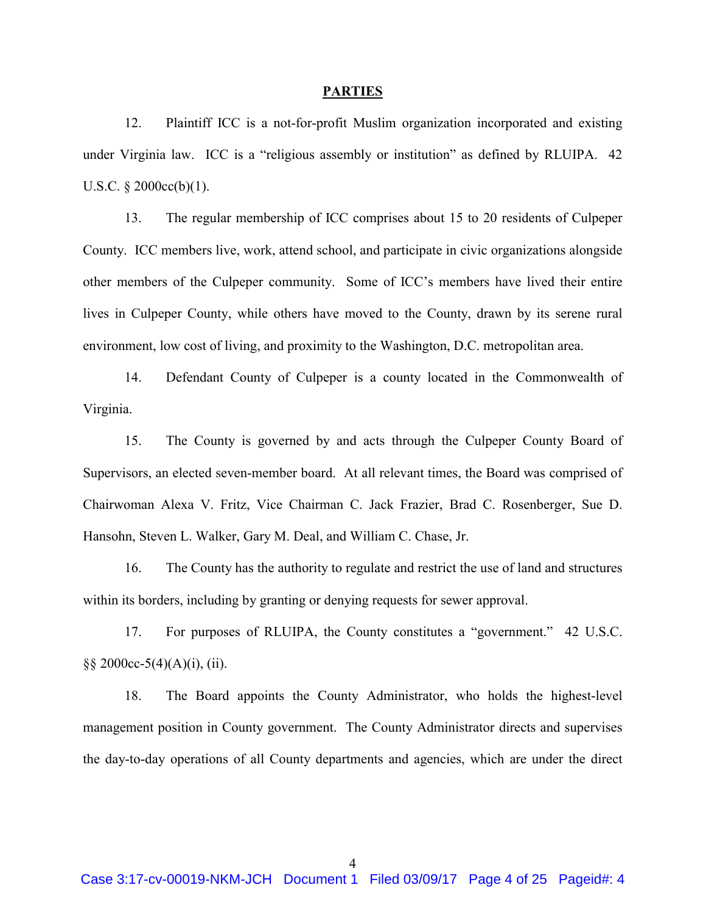## PARTIES

12. Plaintiff ICC is a not-for-profit Muslim organization incorporated and existing under Virginia law. ICC is a "religious assembly or institution" as defined by RLUIPA. 42 U.S.C. § 2000cc(b)(1).

13. The regular membership of ICC comprises about 15 to 20 residents of Culpeper County. ICC members live, work, attend school, and participate in civic organizations alongside other members of the Culpeper community. Some of ICC's members have lived their entire lives in Culpeper County, while others have moved to the County, drawn by its serene rural environment, low cost of living, and proximity to the Washington, D.C. metropolitan area.

14. Defendant County of Culpeper is a county located in the Commonwealth of Virginia.

15. The County is governed by and acts through the Culpeper County Board of Supervisors, an elected seven-member board. At all relevant times, the Board was comprised of Chairwoman Alexa V. Fritz, Vice Chairman C. Jack Frazier, Brad C. Rosenberger, Sue D. Hansohn, Steven L. Walker, Gary M. Deal, and William C. Chase, Jr.

16. The County has the authority to regulate and restrict the use of land and structures within its borders, including by granting or denying requests for sewer approval.

17. For purposes of RLUIPA, the County constitutes a "government." 42 U.S.C. §§ 2000cc-5(4)(A)(i), (ii).

18. The Board appoints the County Administrator, who holds the highest-level management position in County government. The County Administrator directs and supervises the day-to-day operations of all County departments and agencies, which are under the direct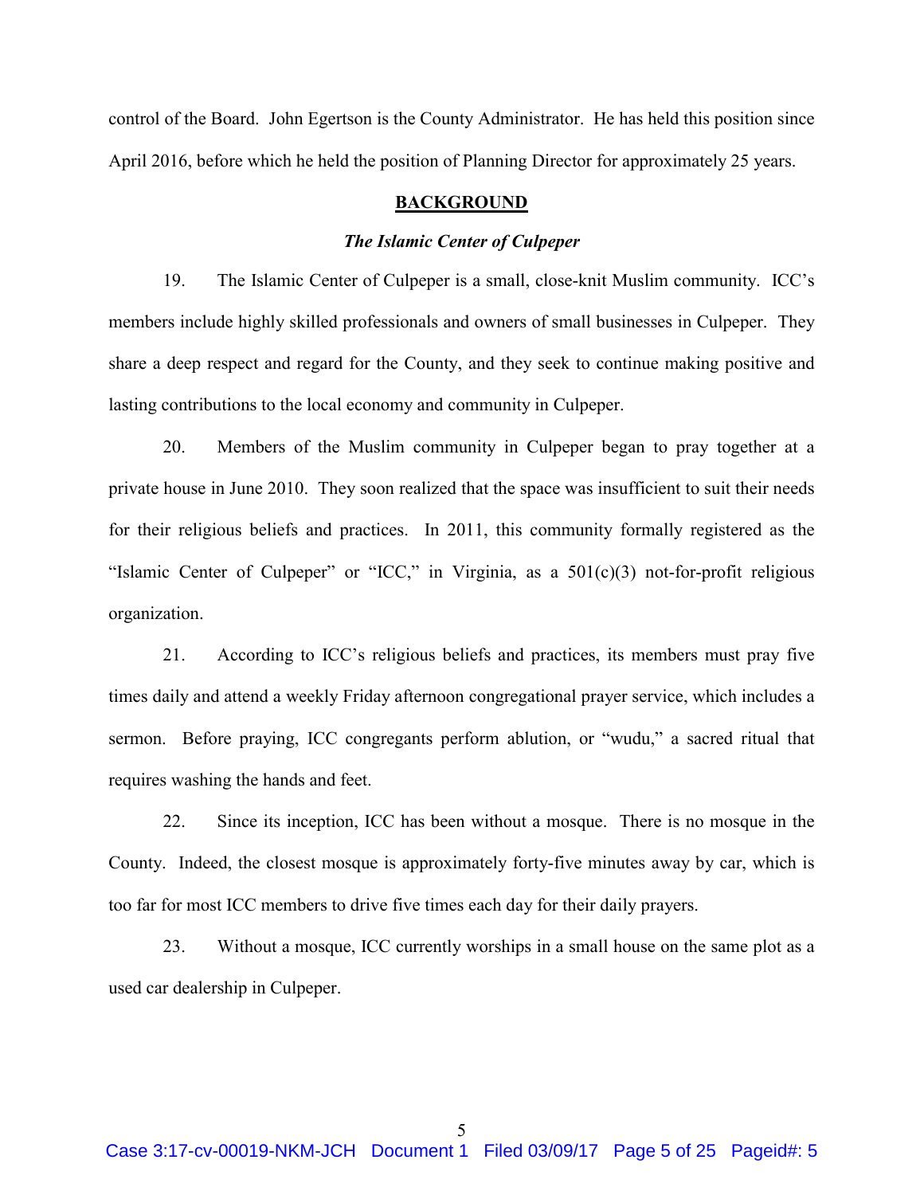control of the Board. John Egertson is the County Administrator. He has held this position since April 2016, before which he held the position of Planning Director for approximately 25 years.

## BACKGROUND

### *The Islamic Center of Culpeper*

19. The Islamic Center of Culpeper is a small, close-knit Muslim community. ICC's members include highly skilled professionals and owners of small businesses in Culpeper. They share a deep respect and regard for the County, and they seek to continue making positive and lasting contributions to the local economy and community in Culpeper.

20. Members of the Muslim community in Culpeper began to pray together at a private house in June 2010. They soon realized that the space was insufficient to suit their needs for their religious beliefs and practices. In 2011, this community formally registered as the "Islamic Center of Culpeper" or "ICC," in Virginia, as a 501(c)(3) not-for-profit religious organization.

21. According to ICC's religious beliefs and practices, its members must pray five times daily and attend a weekly Friday afternoon congregational prayer service, which includes a sermon. Before praying, ICC congregants perform ablution, or "wudu," a sacred ritual that requires washing the hands and feet.

22. Since its inception, ICC has been without a mosque. There is no mosque in the County. Indeed, the closest mosque is approximately forty-five minutes away by car, which is too far for most ICC members to drive five times each day for their daily prayers.

23. Without a mosque, ICC currently worships in a small house on the same plot as a used car dealership in Culpeper.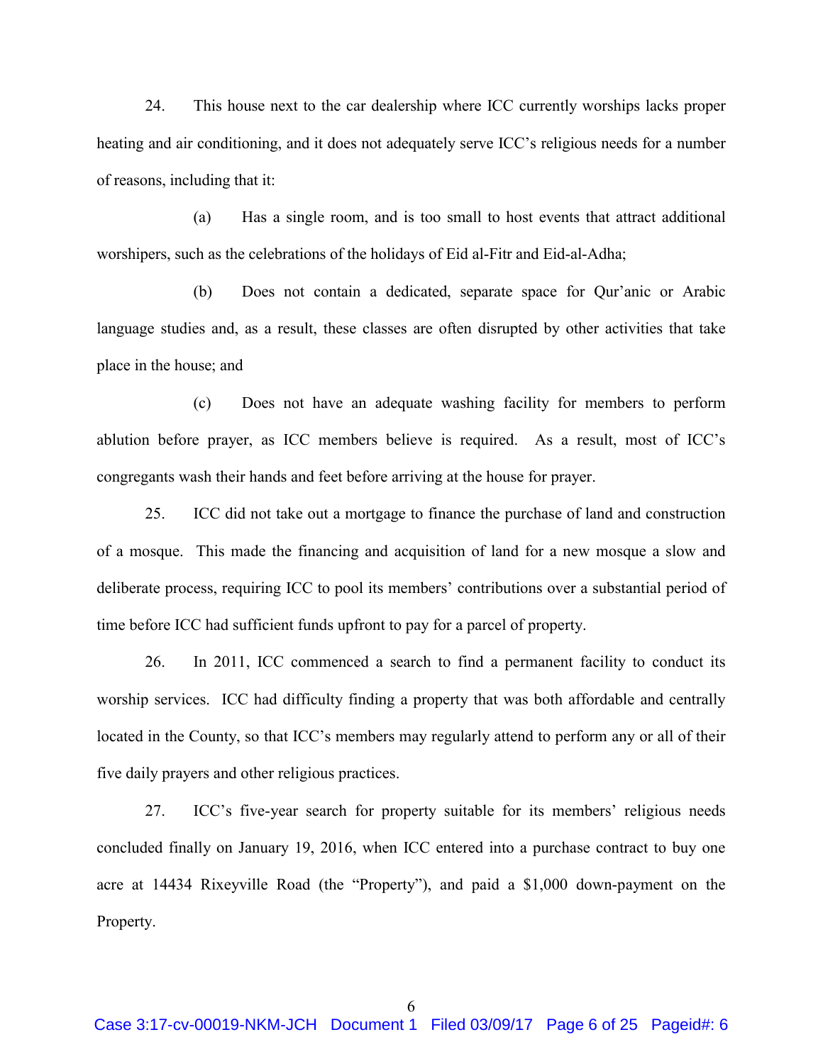24. This house next to the car dealership where ICC currently worships lacks proper heating and air conditioning, and it does not adequately serve ICC's religious needs for a number of reasons, including that it:

(a) Has a single room, and is too small to host events that attract additional worshipers, such as the celebrations of the holidays of Eid al-Fitr and Eid-al-Adha;

(b) Does not contain a dedicated, separate space for Qur'anic or Arabic language studies and, as a result, these classes are often disrupted by other activities that take place in the house; and

(c) Does not have an adequate washing facility for members to perform ablution before prayer, as ICC members believe is required. As a result, most of ICC's congregants wash their hands and feet before arriving at the house for prayer.

25. ICC did not take out a mortgage to finance the purchase of land and construction of a mosque. This made the financing and acquisition of land for a new mosque a slow and deliberate process, requiring ICC to pool its members' contributions over a substantial period of time before ICC had sufficient funds upfront to pay for a parcel of property.

26. In 2011, ICC commenced a search to find a permanent facility to conduct its worship services. ICC had difficulty finding a property that was both affordable and centrally located in the County, so that ICC's members may regularly attend to perform any or all of their five daily prayers and other religious practices.

27. ICC's five-year search for property suitable for its members' religious needs concluded finally on January 19, 2016, when ICC entered into a purchase contract to buy one acre at 14434 Rixeyville Road (the "Property"), and paid a $1,000 down-payment on the Property.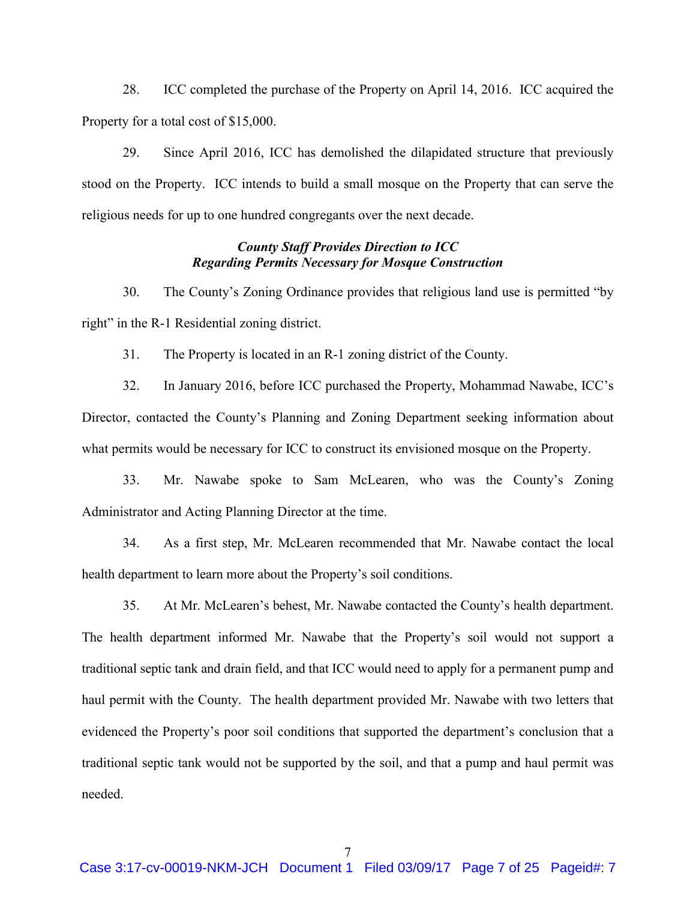28. ICC completed the purchase of the Property on April 14, 2016. ICC acquired the Property for a total cost of $15,000.

29. Since April 2016, ICC has demolished the dilapidated structure that previously stood on the Property. ICC intends to build a small mosque on the Property that can serve the religious needs for up to one hundred congregants over the next decade.

***County Staff Provides Direction to ICC Regarding Permits Necessary for Mosque Construction***

30. The County's Zoning Ordinance provides that religious land use is permitted "by right" in the R-1 Residential zoning district.

31. The Property is located in an R-1 zoning district of the County.

32. In January 2016, before ICC purchased the Property, Mohammad Nawabe, ICC's Director, contacted the County's Planning and Zoning Department seeking information about what permits would be necessary for ICC to construct its envisioned mosque on the Property.

33. Mr. Nawabe spoke to Sam McLearen, who was the County's Zoning Administrator and Acting Planning Director at the time.

34. As a first step, Mr. McLearen recommended that Mr. Nawabe contact the local health department to learn more about the Property's soil conditions.

35. At Mr. McLearen's behest, Mr. Nawabe contacted the County's health department. The health department informed Mr. Nawabe that the Property's soil would not support a traditional septic tank and drain field, and that ICC would need to apply for a permanent pump and haul permit with the County. The health department provided Mr. Nawabe with two letters that evidenced the Property's poor soil conditions that supported the department's conclusion that a traditional septic tank would not be supported by the soil, and that a pump and haul permit was needed.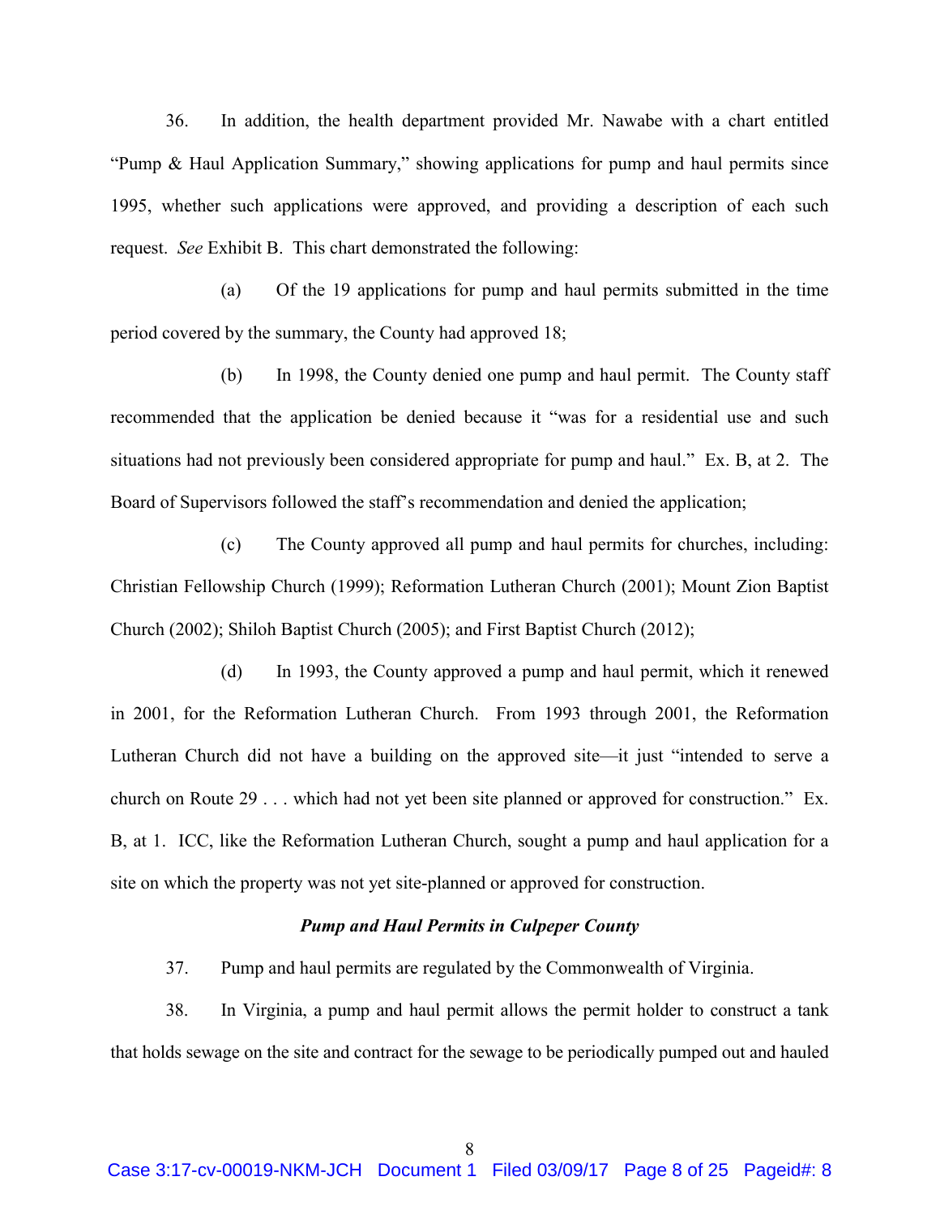36. In addition, the health department provided Mr. Nawabe with a chart entitled "Pump & Haul Application Summary," showing applications for pump and haul permits since 1995, whether such applications were approved, and providing a description of each such request. *See* Exhibit B. This chart demonstrated the following:

(a) Of the 19 applications for pump and haul permits submitted in the time period covered by the summary, the County had approved 18;

(b) In 1998, the County denied one pump and haul permit. The County staff recommended that the application be denied because it "was for a residential use and such situations had not previously been considered appropriate for pump and haul." Ex. B, at 2. The Board of Supervisors followed the staff's recommendation and denied the application;

(c) The County approved all pump and haul permits for churches, including: Christian Fellowship Church (1999); Reformation Lutheran Church (2001); Mount Zion Baptist Church (2002); Shiloh Baptist Church (2005); and First Baptist Church (2012);

(d) In 1993, the County approved a pump and haul permit, which it renewed in 2001, for the Reformation Lutheran Church. From 1993 through 2001, the Reformation Lutheran Church did not have a building on the approved site—it just "intended to serve a church on Route 29 . . . which had not yet been site planned or approved for construction." Ex. B, at 1. ICC, like the Reformation Lutheran Church, sought a pump and haul application for a site on which the property was not yet site-planned or approved for construction.

### *Pump and Haul Permits in Culpeper County*

37. Pump and haul permits are regulated by the Commonwealth of Virginia.

38. In Virginia, a pump and haul permit allows the permit holder to construct a tank that holds sewage on the site and contract for the sewage to be periodically pumped out and hauled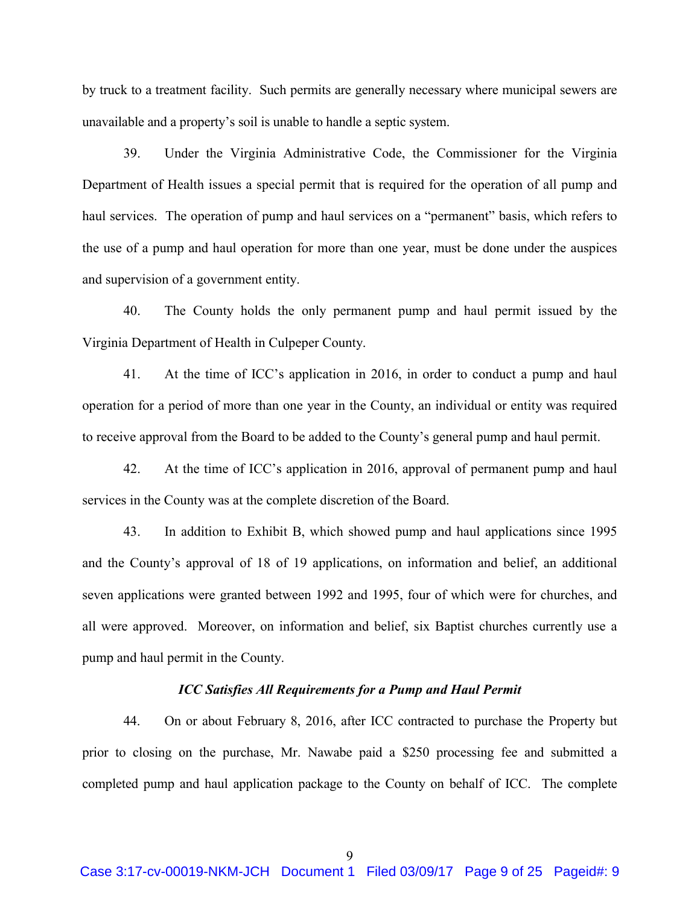by truck to a treatment facility. Such permits are generally necessary where municipal sewers are unavailable and a property's soil is unable to handle a septic system.

39. Under the Virginia Administrative Code, the Commissioner for the Virginia Department of Health issues a special permit that is required for the operation of all pump and haul services. The operation of pump and haul services on a "permanent" basis, which refers to the use of a pump and haul operation for more than one year, must be done under the auspices and supervision of a government entity.

40. The County holds the only permanent pump and haul permit issued by the Virginia Department of Health in Culpeper County.

41. At the time of ICC's application in 2016, in order to conduct a pump and haul operation for a period of more than one year in the County, an individual or entity was required to receive approval from the Board to be added to the County's general pump and haul permit.

42. At the time of ICC's application in 2016, approval of permanent pump and haul services in the County was at the complete discretion of the Board.

43. In addition to Exhibit B, which showed pump and haul applications since 1995 and the County's approval of 18 of 19 applications, on information and belief, an additional seven applications were granted between 1992 and 1995, four of which were for churches, and all were approved. Moreover, on information and belief, six Baptist churches currently use a pump and haul permit in the County.

### *ICC Satisfies All Requirements for a Pump and Haul Permit*

44. On or about February 8, 2016, after ICC contracted to purchase the Property but prior to closing on the purchase, Mr. Nawabe paid a $250 processing fee and submitted a completed pump and haul application package to the County on behalf of ICC. The complete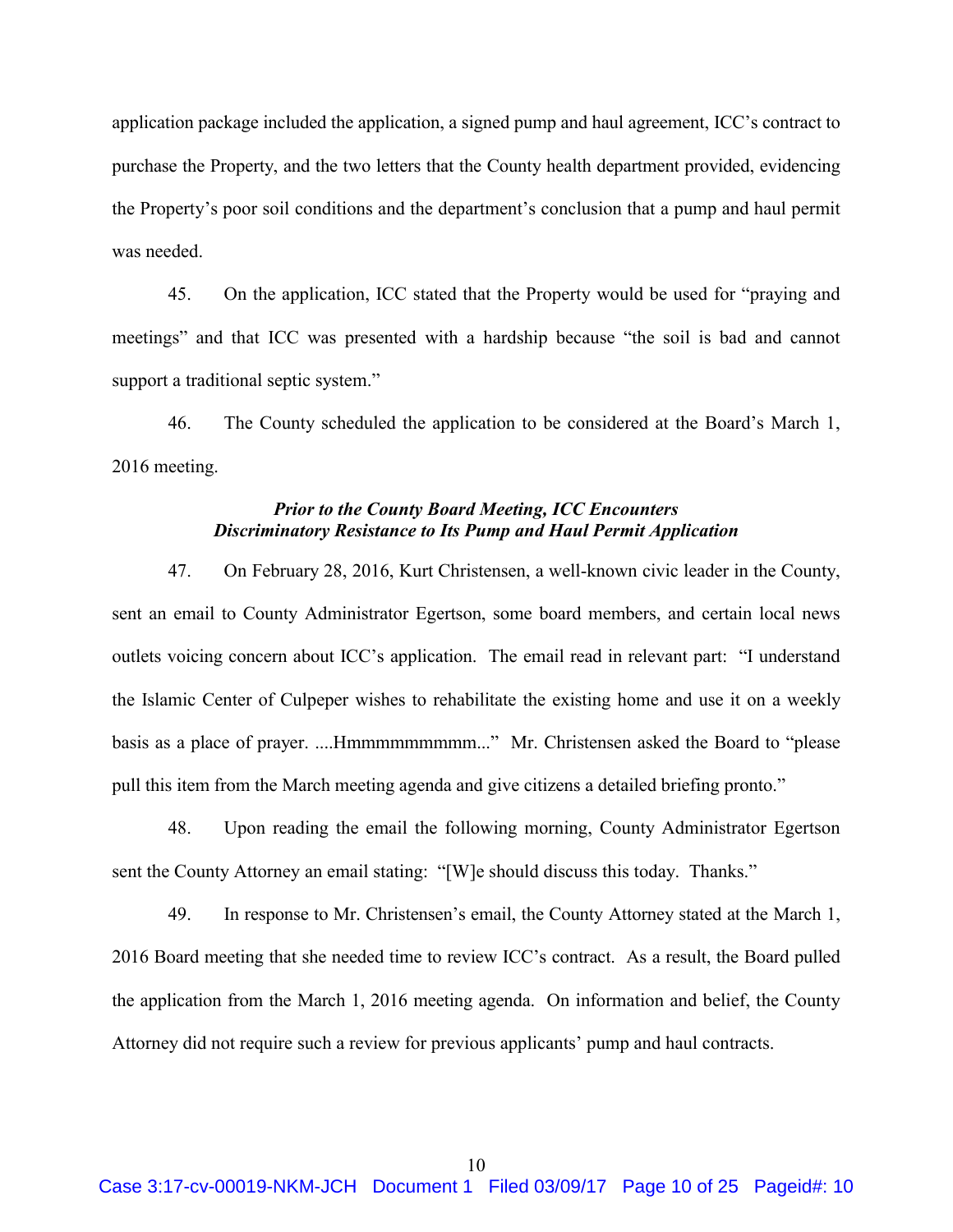application package included the application, a signed pump and haul agreement, ICC's contract to purchase the Property, and the two letters that the County health department provided, evidencing the Property's poor soil conditions and the department's conclusion that a pump and haul permit was needed.

45. On the application, ICC stated that the Property would be used for "praying and meetings" and that ICC was presented with a hardship because "the soil is bad and cannot support a traditional septic system."

46. The County scheduled the application to be considered at the Board's March 1, 2016 meeting.

### ***Prior to the County Board Meeting, ICC Encounters Discriminatory Resistance to Its Pump and Haul Permit Application***

47. On February 28, 2016, Kurt Christensen, a well-known civic leader in the County, sent an email to County Administrator Egertson, some board members, and certain local news outlets voicing concern about ICC's application. The email read in relevant part: "I understand the Islamic Center of Culpeper wishes to rehabilitate the existing home and use it on a weekly basis as a place of prayer. ....Hmmmmmmmmm..." Mr. Christensen asked the Board to "please pull this item from the March meeting agenda and give citizens a detailed briefing pronto."

48. Upon reading the email the following morning, County Administrator Egertson sent the County Attorney an email stating: "[W]e should discuss this today. Thanks."

49. In response to Mr. Christensen's email, the County Attorney stated at the March 1, 2016 Board meeting that she needed time to review ICC's contract. As a result, the Board pulled the application from the March 1, 2016 meeting agenda. On information and belief, the County Attorney did not require such a review for previous applicants' pump and haul contracts.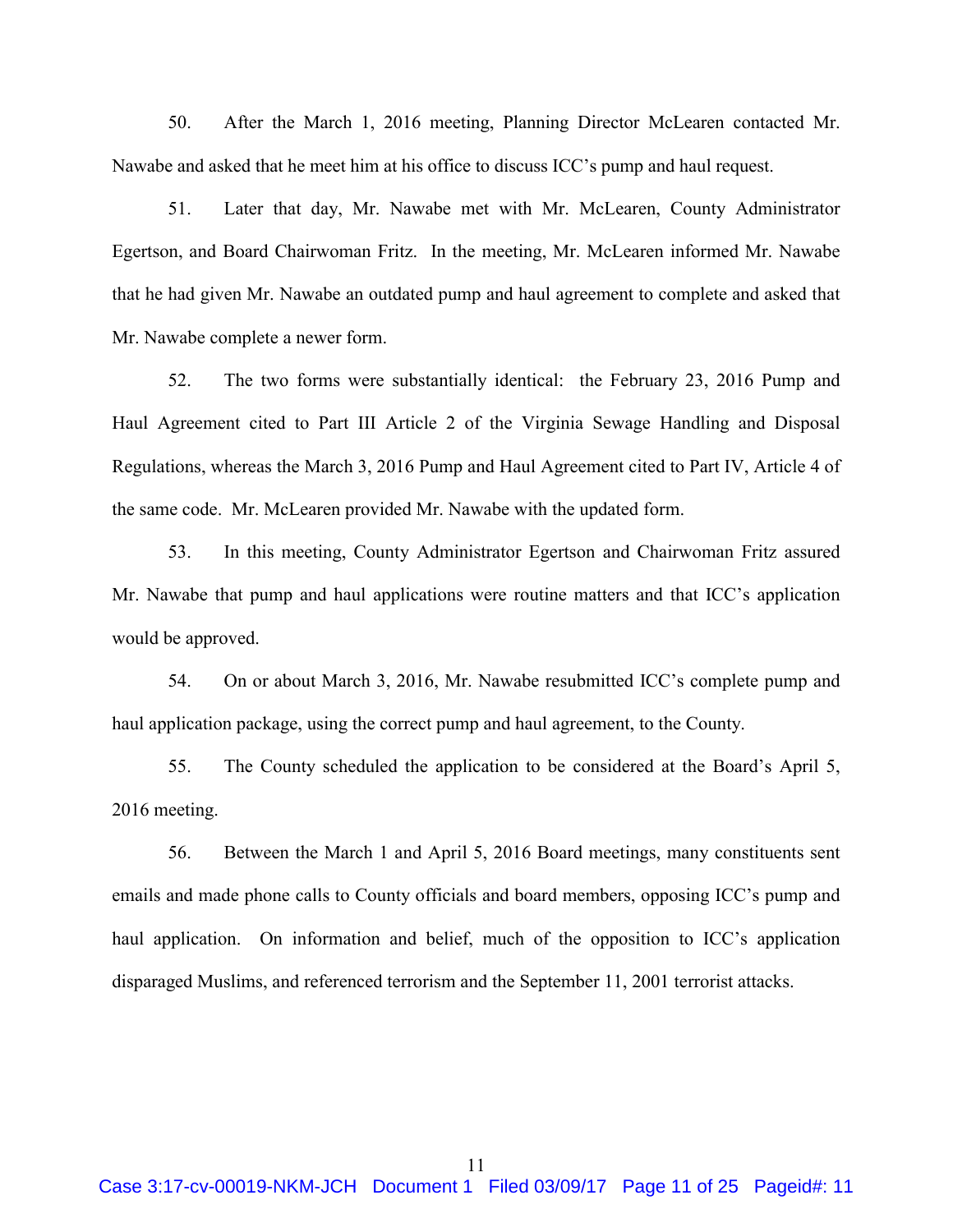50. After the March 1, 2016 meeting, Planning Director McLearen contacted Mr. Nawabe and asked that he meet him at his office to discuss ICC's pump and haul request.

51. Later that day, Mr. Nawabe met with Mr. McLearen, County Administrator Egertson, and Board Chairwoman Fritz. In the meeting, Mr. McLearen informed Mr. Nawabe that he had given Mr. Nawabe an outdated pump and haul agreement to complete and asked that Mr. Nawabe complete a newer form.

52. The two forms were substantially identical: the February 23, 2016 Pump and Haul Agreement cited to Part III Article 2 of the Virginia Sewage Handling and Disposal Regulations, whereas the March 3, 2016 Pump and Haul Agreement cited to Part IV, Article 4 of the same code. Mr. McLearen provided Mr. Nawabe with the updated form.

53. In this meeting, County Administrator Egertson and Chairwoman Fritz assured Mr. Nawabe that pump and haul applications were routine matters and that ICC's application would be approved.

54. On or about March 3, 2016, Mr. Nawabe resubmitted ICC's complete pump and haul application package, using the correct pump and haul agreement, to the County.

55. The County scheduled the application to be considered at the Board's April 5, 2016 meeting.

56. Between the March 1 and April 5, 2016 Board meetings, many constituents sent emails and made phone calls to County officials and board members, opposing ICC's pump and haul application. On information and belief, much of the opposition to ICC's application disparaged Muslims, and referenced terrorism and the September 11, 2001 terrorist attacks.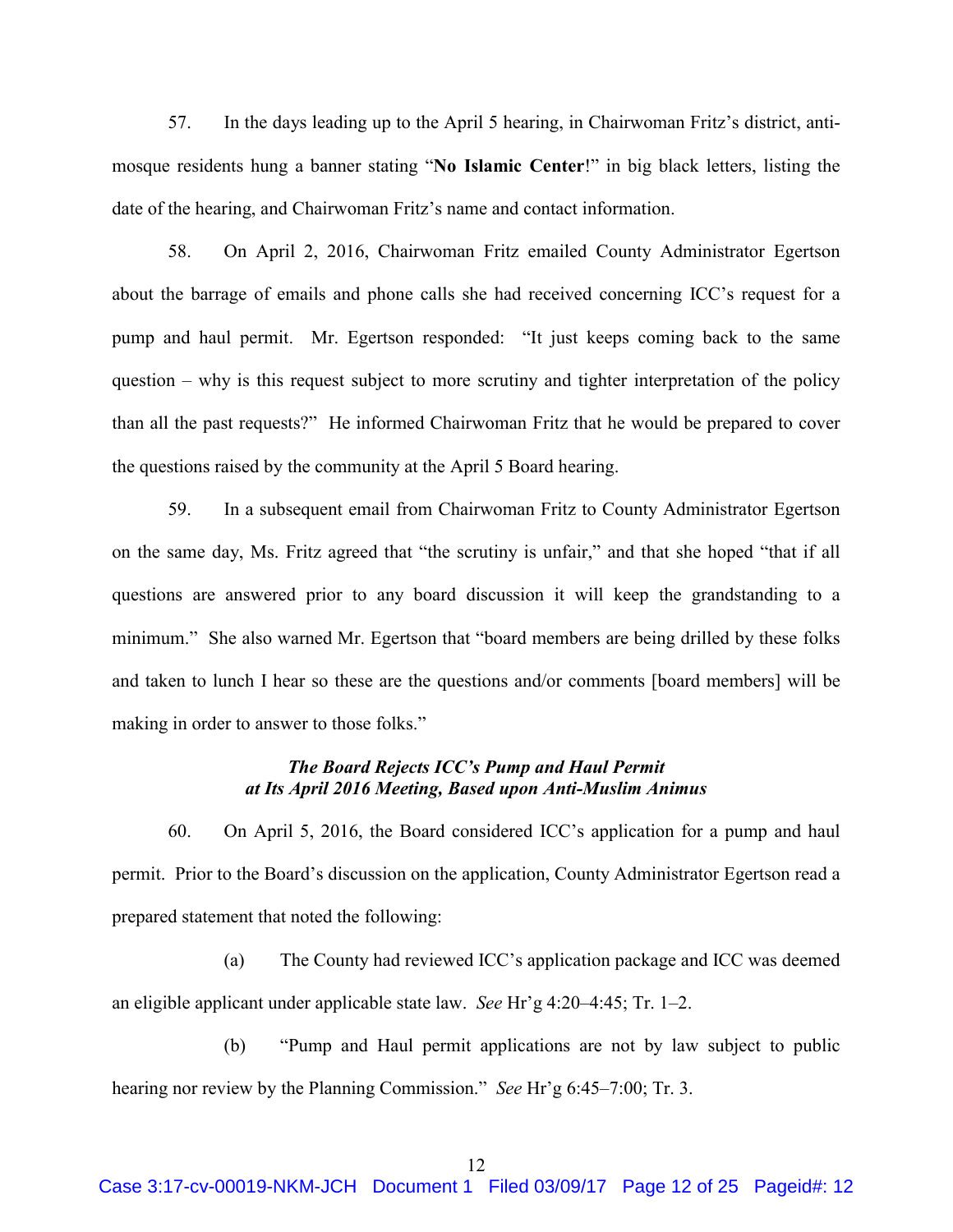57. In the days leading up to the April 5 hearing, in Chairwoman Fritz's district, anti-mosque residents hung a banner stating "**No Islamic Center**!" in big black letters, listing the date of the hearing, and Chairwoman Fritz's name and contact information.

58. On April 2, 2016, Chairwoman Fritz emailed County Administrator Egertson about the barrage of emails and phone calls she had received concerning ICC's request for a pump and haul permit. Mr. Egertson responded: "It just keeps coming back to the same question – why is this request subject to more scrutiny and tighter interpretation of the policy than all the past requests?" He informed Chairwoman Fritz that he would be prepared to cover the questions raised by the community at the April 5 Board hearing.

59. In a subsequent email from Chairwoman Fritz to County Administrator Egertson on the same day, Ms. Fritz agreed that "the scrutiny is unfair," and that she hoped "that if all questions are answered prior to any board discussion it will keep the grandstanding to a minimum." She also warned Mr. Egertson that "board members are being drilled by these folks and taken to lunch I hear so these are the questions and/or comments [board members] will be making in order to answer to those folks."

***The Board Rejects ICC's Pump and Haul Permit at Its April 2016 Meeting, Based upon Anti-Muslim Animus***

60. On April 5, 2016, the Board considered ICC's application for a pump and haul permit. Prior to the Board's discussion on the application, County Administrator Egertson read a prepared statement that noted the following:

(a) The County had reviewed ICC's application package and ICC was deemed an eligible applicant under applicable state law. *See* Hr'g 4:20–4:45; Tr. 1–2.

(b) "Pump and Haul permit applications are not by law subject to public hearing nor review by the Planning Commission." *See* Hr'g 6:45–7:00; Tr. 3.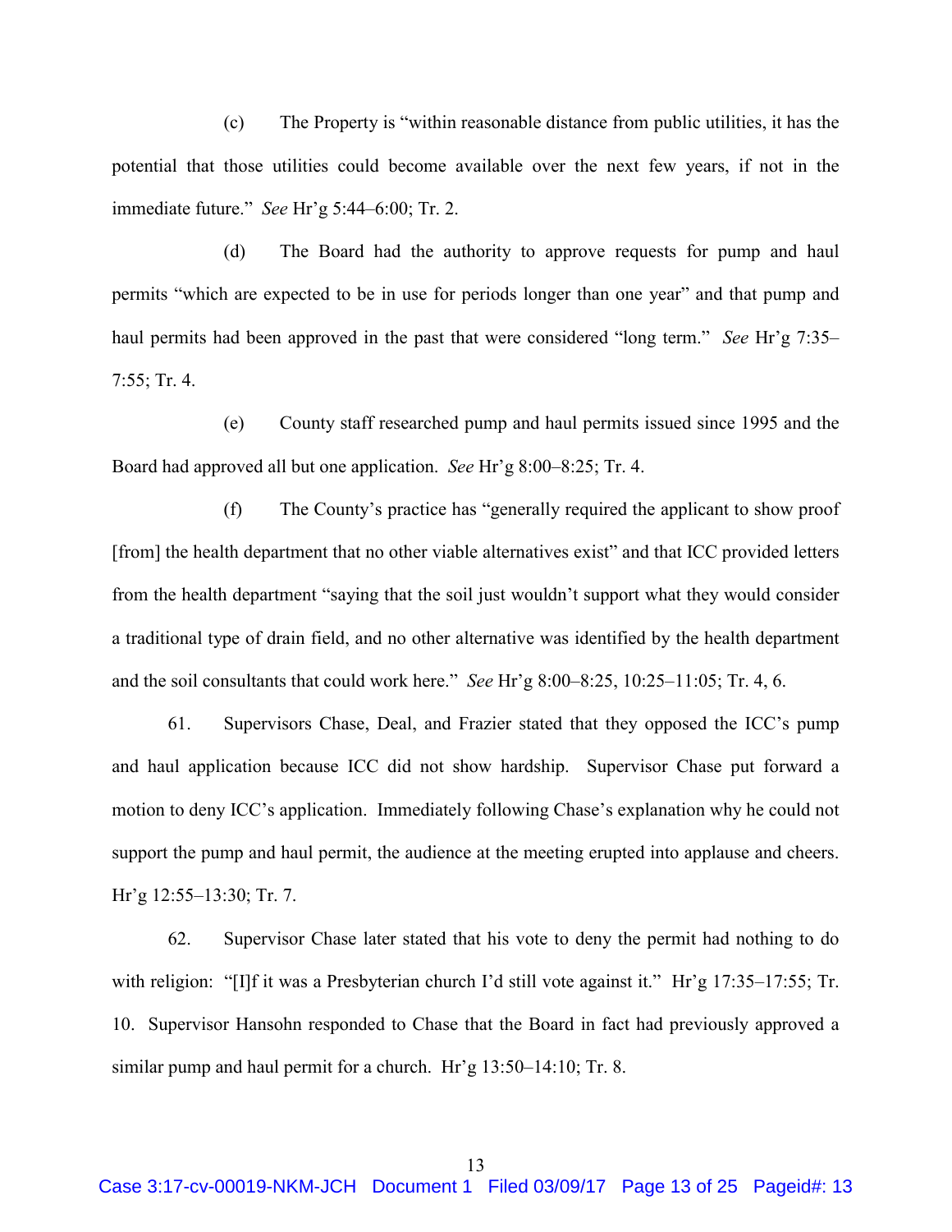(c) The Property is "within reasonable distance from public utilities, it has the potential that those utilities could become available over the next few years, if not in the immediate future." *See* Hr'g 5:44–6:00; Tr. 2.

(d) The Board had the authority to approve requests for pump and haul permits "which are expected to be in use for periods longer than one year" and that pump and haul permits had been approved in the past that were considered "long term." *See* Hr'g 7:35–7:55; Tr. 4.

(e) County staff researched pump and haul permits issued since 1995 and the Board had approved all but one application. *See* Hr'g 8:00–8:25; Tr. 4.

(f) The County's practice has "generally required the applicant to show proof [from] the health department that no other viable alternatives exist" and that ICC provided letters from the health department "saying that the soil just wouldn't support what they would consider a traditional type of drain field, and no other alternative was identified by the health department and the soil consultants that could work here." *See* Hr'g 8:00–8:25, 10:25–11:05; Tr. 4, 6.

61. Supervisors Chase, Deal, and Frazier stated that they opposed the ICC's pump and haul application because ICC did not show hardship. Supervisor Chase put forward a motion to deny ICC's application. Immediately following Chase's explanation why he could not support the pump and haul permit, the audience at the meeting erupted into applause and cheers. Hr'g 12:55–13:30; Tr. 7.

62. Supervisor Chase later stated that his vote to deny the permit had nothing to do with religion: "[I]f it was a Presbyterian church I'd still vote against it." Hr'g 17:35–17:55; Tr. 10. Supervisor Hansohn responded to Chase that the Board in fact had previously approved a similar pump and haul permit for a church. Hr'g 13:50–14:10; Tr. 8.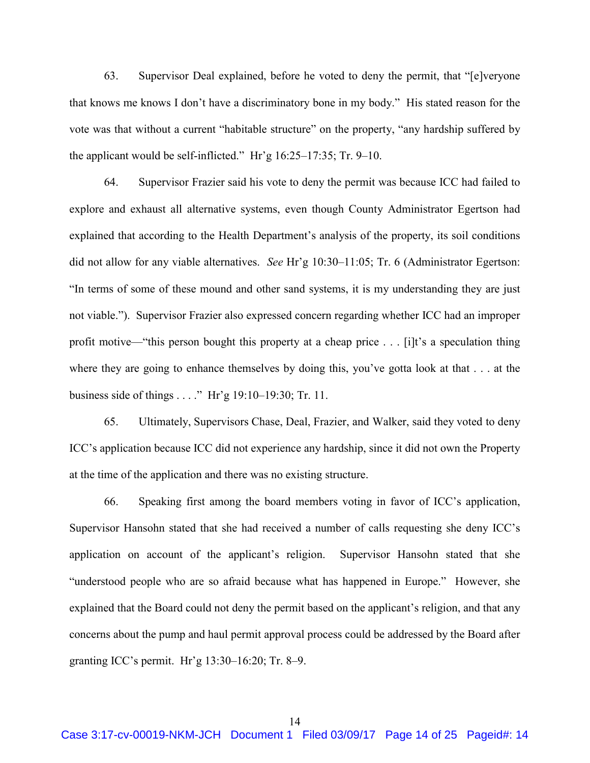63. Supervisor Deal explained, before he voted to deny the permit, that "[e]veryone that knows me knows I don't have a discriminatory bone in my body." His stated reason for the vote was that without a current "habitable structure" on the property, "any hardship suffered by the applicant would be self-inflicted." Hr'g 16:25–17:35; Tr. 9–10.

64. Supervisor Frazier said his vote to deny the permit was because ICC had failed to explore and exhaust all alternative systems, even though County Administrator Egertson had explained that according to the Health Department's analysis of the property, its soil conditions did not allow for any viable alternatives. *See* Hr'g 10:30–11:05; Tr. 6 (Administrator Egertson: "In terms of some of these mound and other sand systems, it is my understanding they are just not viable."). Supervisor Frazier also expressed concern regarding whether ICC had an improper profit motive—"this person bought this property at a cheap price . . . [i]t's a speculation thing where they are going to enhance themselves by doing this, you've gotta look at that . . . at the business side of things . . . ." Hr'g 19:10–19:30; Tr. 11.

65. Ultimately, Supervisors Chase, Deal, Frazier, and Walker, said they voted to deny ICC's application because ICC did not experience any hardship, since it did not own the Property at the time of the application and there was no existing structure.

66. Speaking first among the board members voting in favor of ICC's application, Supervisor Hansohn stated that she had received a number of calls requesting she deny ICC's application on account of the applicant's religion. Supervisor Hansohn stated that she "understood people who are so afraid because what has happened in Europe." However, she explained that the Board could not deny the permit based on the applicant's religion, and that any concerns about the pump and haul permit approval process could be addressed by the Board after granting ICC's permit. Hr'g 13:30–16:20; Tr. 8–9.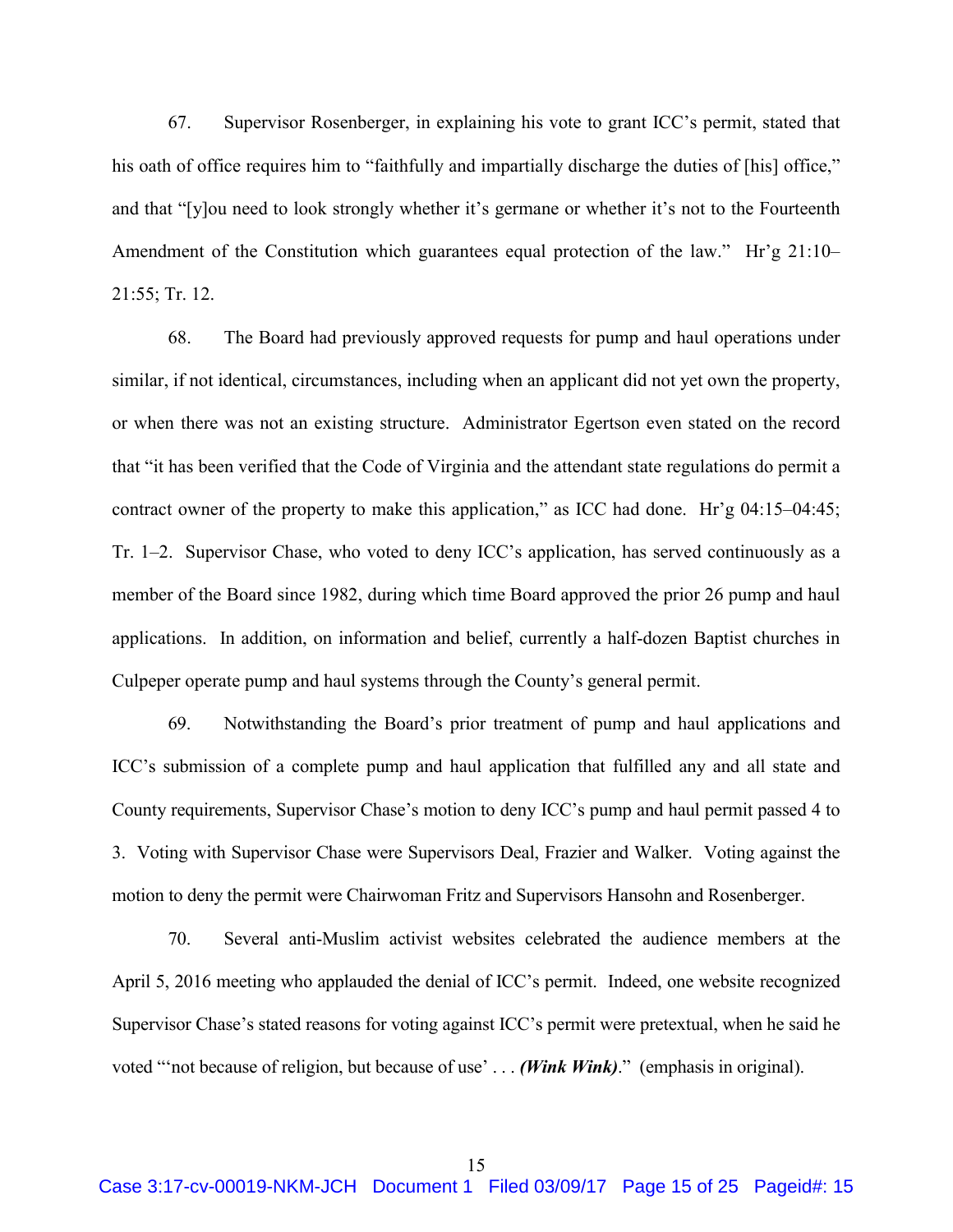67. Supervisor Rosenberger, in explaining his vote to grant ICC's permit, stated that his oath of office requires him to "faithfully and impartially discharge the duties of [his] office," and that "[y]ou need to look strongly whether it's germane or whether it's not to the Fourteenth Amendment of the Constitution which guarantees equal protection of the law." Hr'g 21:10–21:55; Tr. 12.

68. The Board had previously approved requests for pump and haul operations under similar, if not identical, circumstances, including when an applicant did not yet own the property, or when there was not an existing structure. Administrator Egertson even stated on the record that "it has been verified that the Code of Virginia and the attendant state regulations do permit a contract owner of the property to make this application," as ICC had done. Hr'g 04:15–04:45; Tr. 1–2. Supervisor Chase, who voted to deny ICC's application, has served continuously as a member of the Board since 1982, during which time Board approved the prior 26 pump and haul applications. In addition, on information and belief, currently a half-dozen Baptist churches in Culpeper operate pump and haul systems through the County's general permit.

69. Notwithstanding the Board's prior treatment of pump and haul applications and ICC's submission of a complete pump and haul application that fulfilled any and all state and County requirements, Supervisor Chase's motion to deny ICC's pump and haul permit passed 4 to 3. Voting with Supervisor Chase were Supervisors Deal, Frazier and Walker. Voting against the motion to deny the permit were Chairwoman Fritz and Supervisors Hansohn and Rosenberger.

70. Several anti-Muslim activist websites celebrated the audience members at the April 5, 2016 meeting who applauded the denial of ICC's permit. Indeed, one website recognized Supervisor Chase's stated reasons for voting against ICC's permit were pretextual, when he said he voted "'not because of religion, but because of use' . . . ***(Wink Wink)***." (emphasis in original).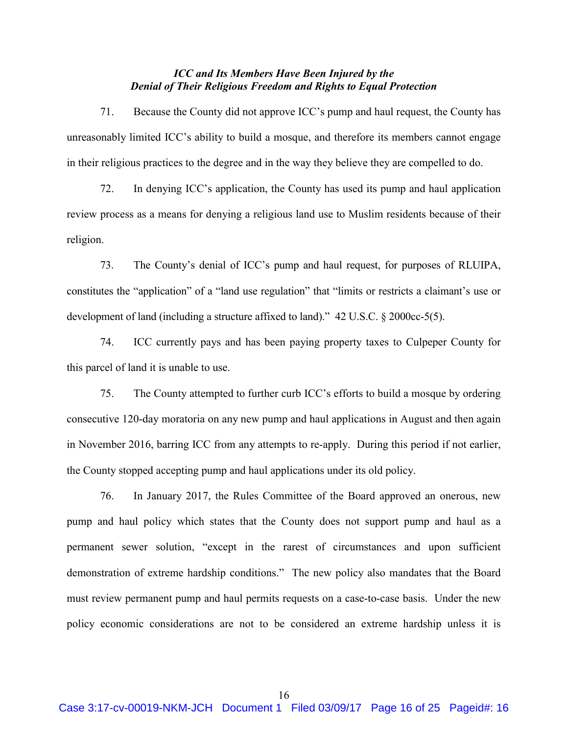### *ICC and Its Members Have Been Injured by the Denial of Their Religious Freedom and Rights to Equal Protection*

71. Because the County did not approve ICC's pump and haul request, the County has unreasonably limited ICC's ability to build a mosque, and therefore its members cannot engage in their religious practices to the degree and in the way they believe they are compelled to do.

72. In denying ICC's application, the County has used its pump and haul application review process as a means for denying a religious land use to Muslim residents because of their religion.

73. The County's denial of ICC's pump and haul request, for purposes of RLUIPA, constitutes the "application" of a "land use regulation" that "limits or restricts a claimant's use or development of land (including a structure affixed to land)." 42 U.S.C. § 2000cc-5(5).

74. ICC currently pays and has been paying property taxes to Culpeper County for this parcel of land it is unable to use.

75. The County attempted to further curb ICC's efforts to build a mosque by ordering consecutive 120-day moratoria on any new pump and haul applications in August and then again in November 2016, barring ICC from any attempts to re-apply. During this period if not earlier, the County stopped accepting pump and haul applications under its old policy.

76. In January 2017, the Rules Committee of the Board approved an onerous, new pump and haul policy which states that the County does not support pump and haul as a permanent sewer solution, "except in the rarest of circumstances and upon sufficient demonstration of extreme hardship conditions." The new policy also mandates that the Board must review permanent pump and haul permits requests on a case-to-case basis. Under the new policy economic considerations are not to be considered an extreme hardship unless it is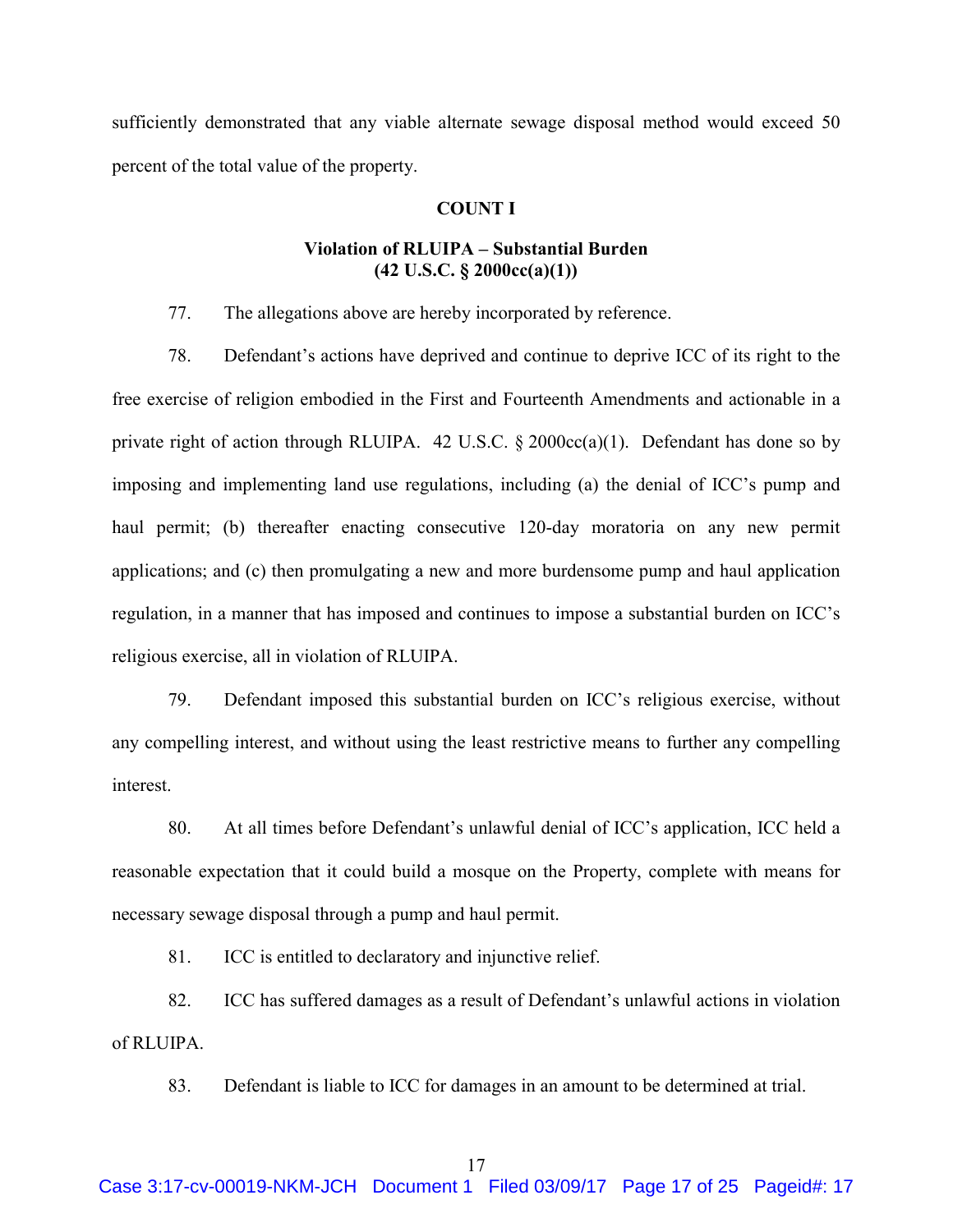sufficiently demonstrated that any viable alternate sewage disposal method would exceed 50 percent of the total value of the property.

## COUNT I

### Violation of RLUIPA – Substantial Burden (42 U.S.C. § 2000cc(a)(1))

77. The allegations above are hereby incorporated by reference.

78. Defendant's actions have deprived and continue to deprive ICC of its right to the free exercise of religion embodied in the First and Fourteenth Amendments and actionable in a private right of action through RLUIPA. 42 U.S.C. § 2000cc(a)(1). Defendant has done so by imposing and implementing land use regulations, including (a) the denial of ICC's pump and haul permit; (b) thereafter enacting consecutive 120-day moratoria on any new permit applications; and (c) then promulgating a new and more burdensome pump and haul application regulation, in a manner that has imposed and continues to impose a substantial burden on ICC's religious exercise, all in violation of RLUIPA.

79. Defendant imposed this substantial burden on ICC's religious exercise, without any compelling interest, and without using the least restrictive means to further any compelling interest.

80. At all times before Defendant's unlawful denial of ICC's application, ICC held a reasonable expectation that it could build a mosque on the Property, complete with means for necessary sewage disposal through a pump and haul permit.

81. ICC is entitled to declaratory and injunctive relief.

82. ICC has suffered damages as a result of Defendant's unlawful actions in violation of RLUIPA.

83. Defendant is liable to ICC for damages in an amount to be determined at trial.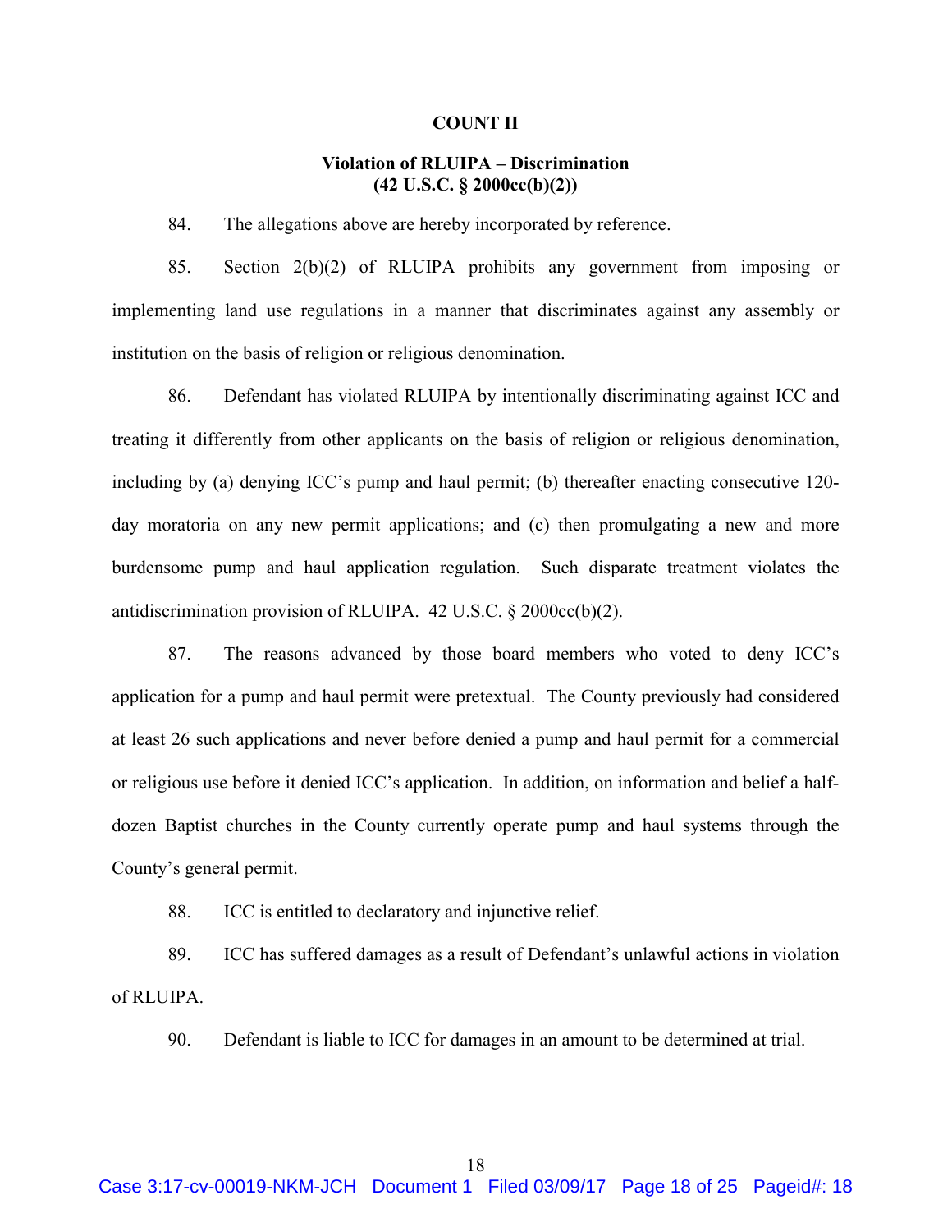## COUNT II

### Violation of RLUIPA – Discrimination (42 U.S.C. § 2000cc(b)(2))

84. The allegations above are hereby incorporated by reference.

85. Section 2(b)(2) of RLUIPA prohibits any government from imposing or implementing land use regulations in a manner that discriminates against any assembly or institution on the basis of religion or religious denomination.

86. Defendant has violated RLUIPA by intentionally discriminating against ICC and treating it differently from other applicants on the basis of religion or religious denomination, including by (a) denying ICC's pump and haul permit; (b) thereafter enacting consecutive 120-day moratoria on any new permit applications; and (c) then promulgating a new and more burdensome pump and haul application regulation. Such disparate treatment violates the antidiscrimination provision of RLUIPA. 42 U.S.C. § 2000cc(b)(2).

87. The reasons advanced by those board members who voted to deny ICC's application for a pump and haul permit were pretextual. The County previously had considered at least 26 such applications and never before denied a pump and haul permit for a commercial or religious use before it denied ICC's application. In addition, on information and belief a half-dozen Baptist churches in the County currently operate pump and haul systems through the County's general permit.

88. ICC is entitled to declaratory and injunctive relief.

89. ICC has suffered damages as a result of Defendant's unlawful actions in violation of RLUIPA.

90. Defendant is liable to ICC for damages in an amount to be determined at trial.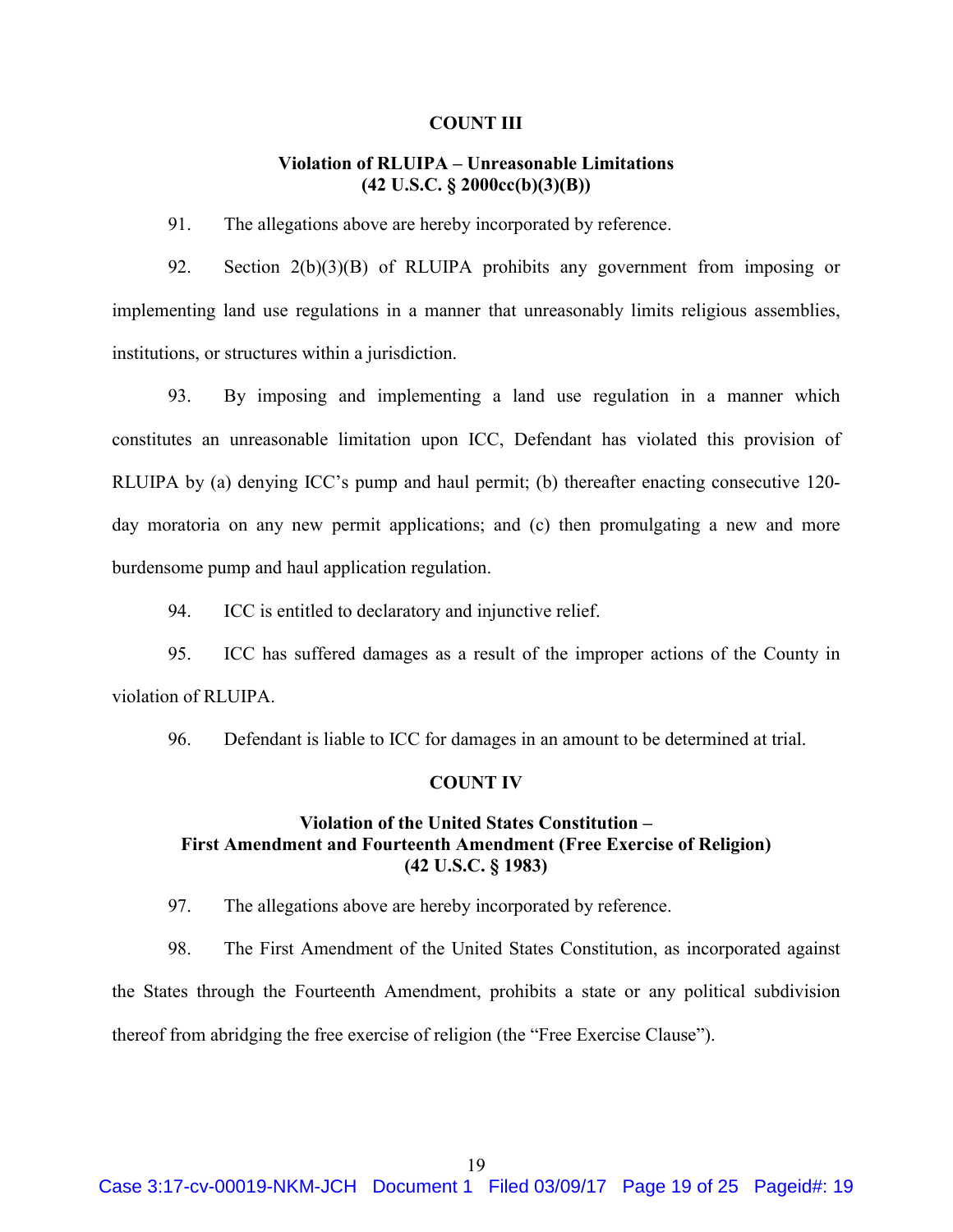**COUNT III**

**Violation of RLUIPA – Unreasonable Limitations**
**(42 U.S.C. § 2000cc(b)(3)(B))**

91. The allegations above are hereby incorporated by reference.

92. Section 2(b)(3)(B) of RLUIPA prohibits any government from imposing or implementing land use regulations in a manner that unreasonably limits religious assemblies, institutions, or structures within a jurisdiction.

93. By imposing and implementing a land use regulation in a manner which constitutes an unreasonable limitation upon ICC, Defendant has violated this provision of RLUIPA by (a) denying ICC's pump and haul permit; (b) thereafter enacting consecutive 120-day moratoria on any new permit applications; and (c) then promulgating a new and more burdensome pump and haul application regulation.

94. ICC is entitled to declaratory and injunctive relief.

95. ICC has suffered damages as a result of the improper actions of the County in violation of RLUIPA.

96. Defendant is liable to ICC for damages in an amount to be determined at trial.

**COUNT IV**

**Violation of the United States Constitution –**
**First Amendment and Fourteenth Amendment (Free Exercise of Religion)**
**(42 U.S.C. § 1983)**

97. The allegations above are hereby incorporated by reference.

98. The First Amendment of the United States Constitution, as incorporated against the States through the Fourteenth Amendment, prohibits a state or any political subdivision thereof from abridging the free exercise of religion (the "Free Exercise Clause").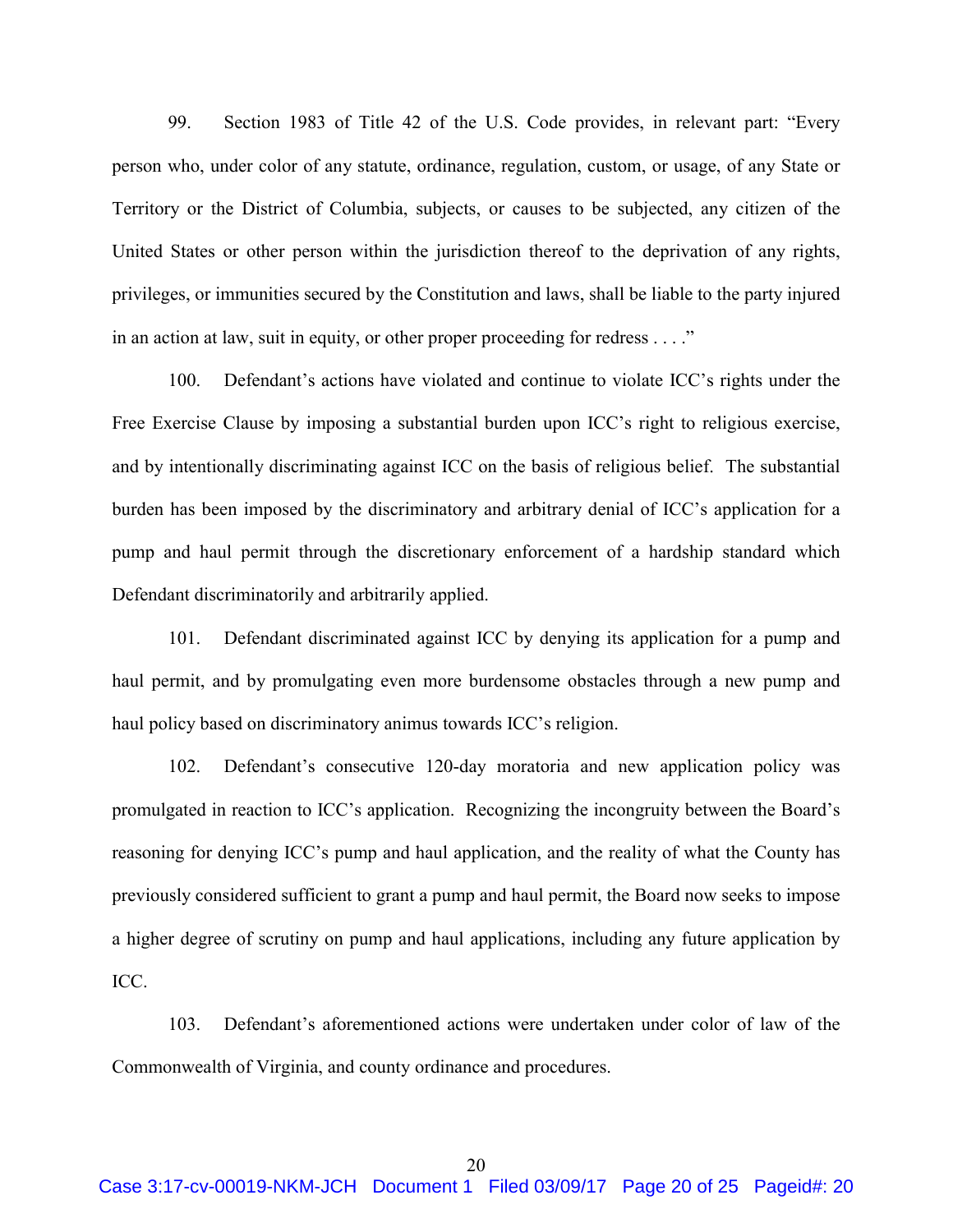99. Section 1983 of Title 42 of the U.S. Code provides, in relevant part: "Every person who, under color of any statute, ordinance, regulation, custom, or usage, of any State or Territory or the District of Columbia, subjects, or causes to be subjected, any citizen of the United States or other person within the jurisdiction thereof to the deprivation of any rights, privileges, or immunities secured by the Constitution and laws, shall be liable to the party injured in an action at law, suit in equity, or other proper proceeding for redress . . . ."

100. Defendant's actions have violated and continue to violate ICC's rights under the Free Exercise Clause by imposing a substantial burden upon ICC's right to religious exercise, and by intentionally discriminating against ICC on the basis of religious belief. The substantial burden has been imposed by the discriminatory and arbitrary denial of ICC's application for a pump and haul permit through the discretionary enforcement of a hardship standard which Defendant discriminatorily and arbitrarily applied.

101. Defendant discriminated against ICC by denying its application for a pump and haul permit, and by promulgating even more burdensome obstacles through a new pump and haul policy based on discriminatory animus towards ICC's religion.

102. Defendant's consecutive 120-day moratoria and new application policy was promulgated in reaction to ICC's application. Recognizing the incongruity between the Board's reasoning for denying ICC's pump and haul application, and the reality of what the County has previously considered sufficient to grant a pump and haul permit, the Board now seeks to impose a higher degree of scrutiny on pump and haul applications, including any future application by ICC.

103. Defendant's aforementioned actions were undertaken under color of law of the Commonwealth of Virginia, and county ordinance and procedures.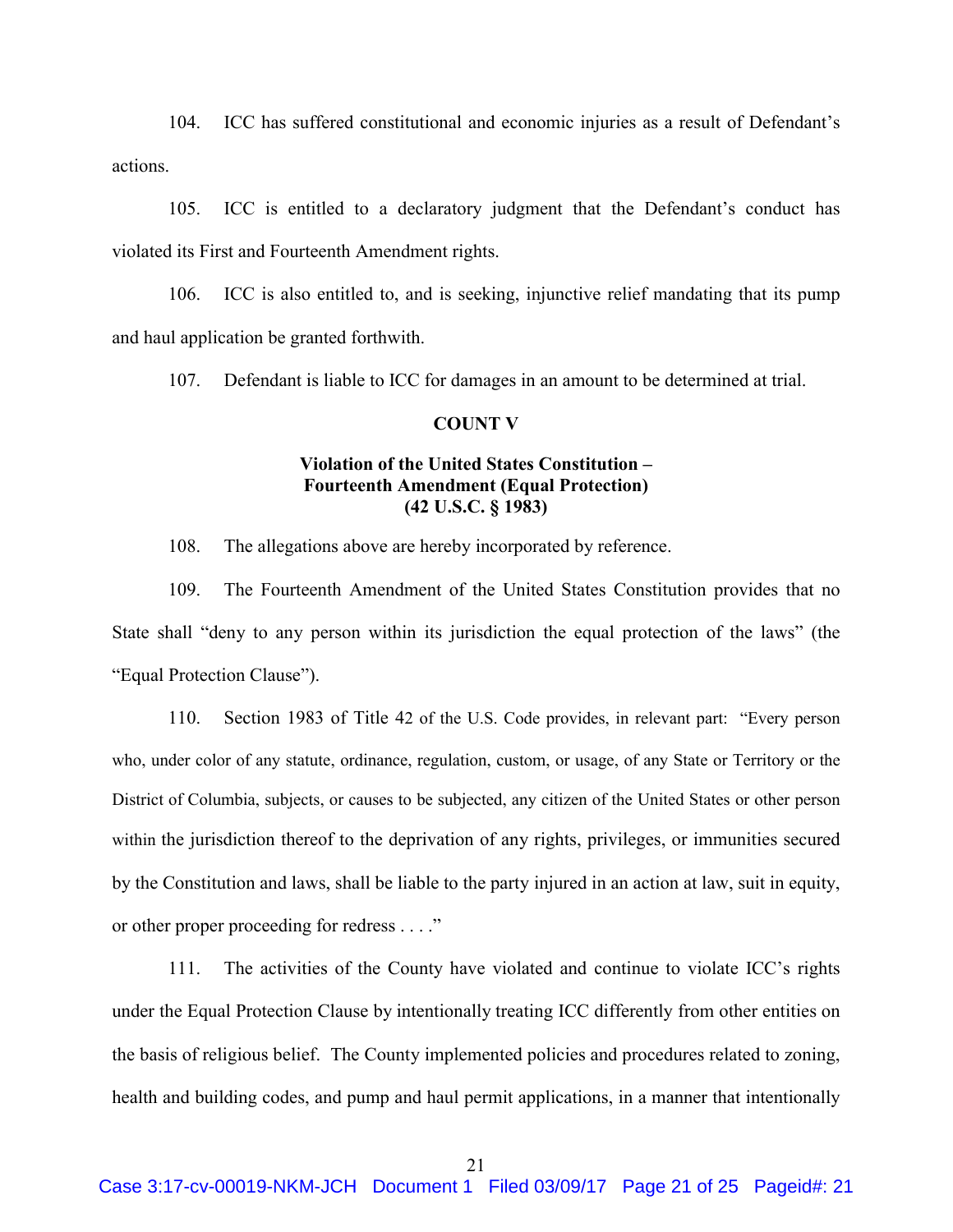104. ICC has suffered constitutional and economic injuries as a result of Defendant's actions.

105. ICC is entitled to a declaratory judgment that the Defendant's conduct has violated its First and Fourteenth Amendment rights.

106. ICC is also entitled to, and is seeking, injunctive relief mandating that its pump and haul application be granted forthwith.

107. Defendant is liable to ICC for damages in an amount to be determined at trial.

**COUNT V**

**Violation of the United States Constitution – Fourteenth Amendment (Equal Protection) (42 U.S.C. § 1983)**

108. The allegations above are hereby incorporated by reference.

109. The Fourteenth Amendment of the United States Constitution provides that no State shall "deny to any person within its jurisdiction the equal protection of the laws" (the "Equal Protection Clause").

110. Section 1983 of Title 42 of the U.S. Code provides, in relevant part: "Every person who, under color of any statute, ordinance, regulation, custom, or usage, of any State or Territory or the District of Columbia, subjects, or causes to be subjected, any citizen of the United States or other person within the jurisdiction thereof to the deprivation of any rights, privileges, or immunities secured by the Constitution and laws, shall be liable to the party injured in an action at law, suit in equity, or other proper proceeding for redress . . . ."

111. The activities of the County have violated and continue to violate ICC's rights under the Equal Protection Clause by intentionally treating ICC differently from other entities on the basis of religious belief. The County implemented policies and procedures related to zoning, health and building codes, and pump and haul permit applications, in a manner that intentionally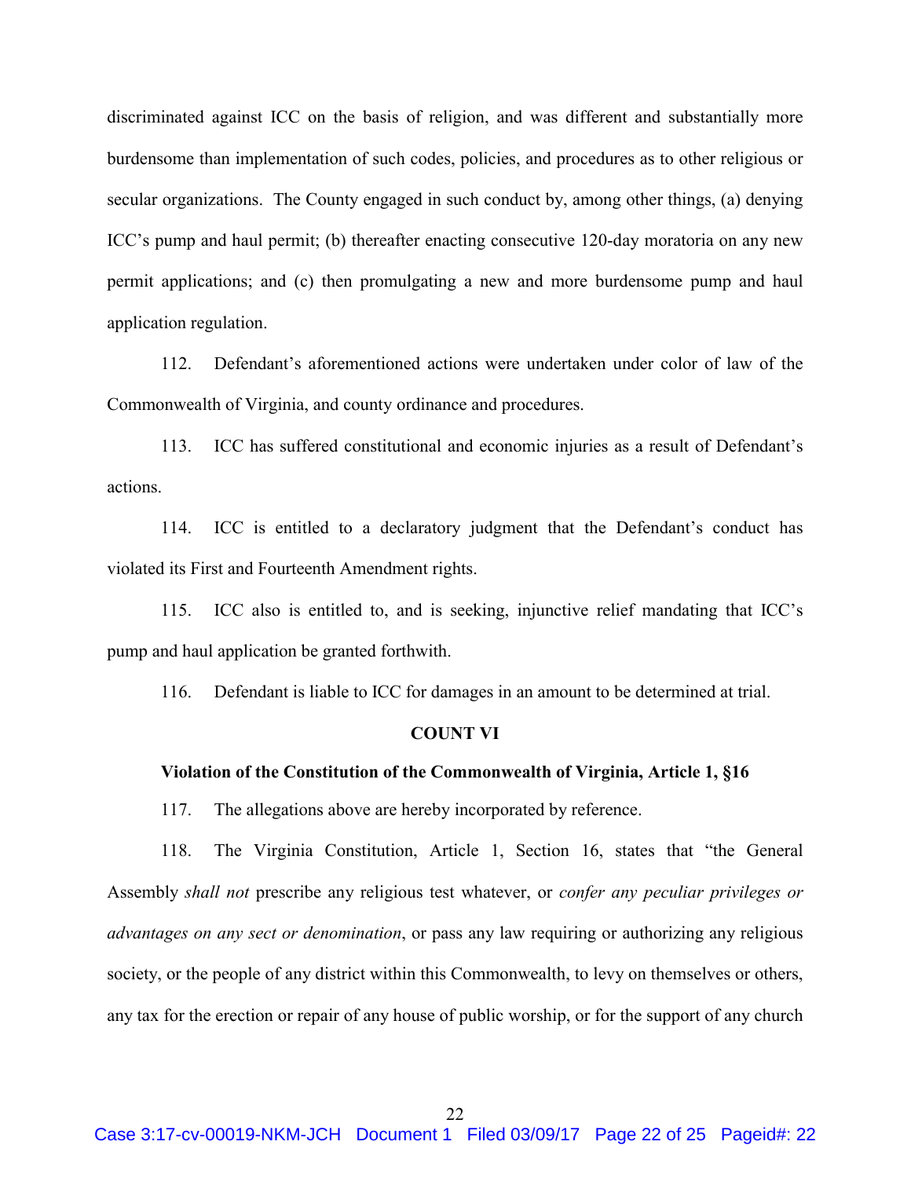discriminated against ICC on the basis of religion, and was different and substantially more burdensome than implementation of such codes, policies, and procedures as to other religious or secular organizations. The County engaged in such conduct by, among other things, (a) denying ICC's pump and haul permit; (b) thereafter enacting consecutive 120-day moratoria on any new permit applications; and (c) then promulgating a new and more burdensome pump and haul application regulation.

112. Defendant's aforementioned actions were undertaken under color of law of the Commonwealth of Virginia, and county ordinance and procedures.

113. ICC has suffered constitutional and economic injuries as a result of Defendant's actions.

114. ICC is entitled to a declaratory judgment that the Defendant's conduct has violated its First and Fourteenth Amendment rights.

115. ICC also is entitled to, and is seeking, injunctive relief mandating that ICC's pump and haul application be granted forthwith.

116. Defendant is liable to ICC for damages in an amount to be determined at trial.

**COUNT VI**

**Violation of the Constitution of the Commonwealth of Virginia, Article 1, §16**

117. The allegations above are hereby incorporated by reference.

118. The Virginia Constitution, Article 1, Section 16, states that "the General Assembly *shall not* prescribe any religious test whatever, or *confer any peculiar privileges or advantages on any sect or denomination*, or pass any law requiring or authorizing any religious society, or the people of any district within this Commonwealth, to levy on themselves or others, any tax for the erection or repair of any house of public worship, or for the support of any church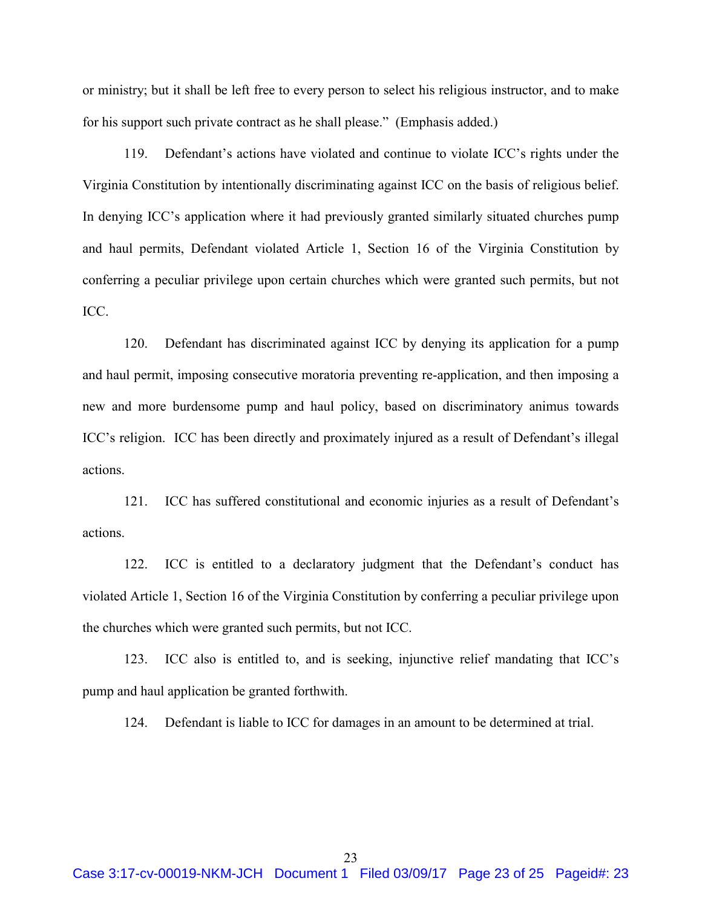or ministry; but it shall be left free to every person to select his religious instructor, and to make for his support such private contract as he shall please." (Emphasis added.)

119. Defendant's actions have violated and continue to violate ICC's rights under the Virginia Constitution by intentionally discriminating against ICC on the basis of religious belief. In denying ICC's application where it had previously granted similarly situated churches pump and haul permits, Defendant violated Article 1, Section 16 of the Virginia Constitution by conferring a peculiar privilege upon certain churches which were granted such permits, but not ICC.

120. Defendant has discriminated against ICC by denying its application for a pump and haul permit, imposing consecutive moratoria preventing re-application, and then imposing a new and more burdensome pump and haul policy, based on discriminatory animus towards ICC's religion. ICC has been directly and proximately injured as a result of Defendant's illegal actions.

121. ICC has suffered constitutional and economic injuries as a result of Defendant's actions.

122. ICC is entitled to a declaratory judgment that the Defendant's conduct has violated Article 1, Section 16 of the Virginia Constitution by conferring a peculiar privilege upon the churches which were granted such permits, but not ICC.

123. ICC also is entitled to, and is seeking, injunctive relief mandating that ICC's pump and haul application be granted forthwith.

124. Defendant is liable to ICC for damages in an amount to be determined at trial.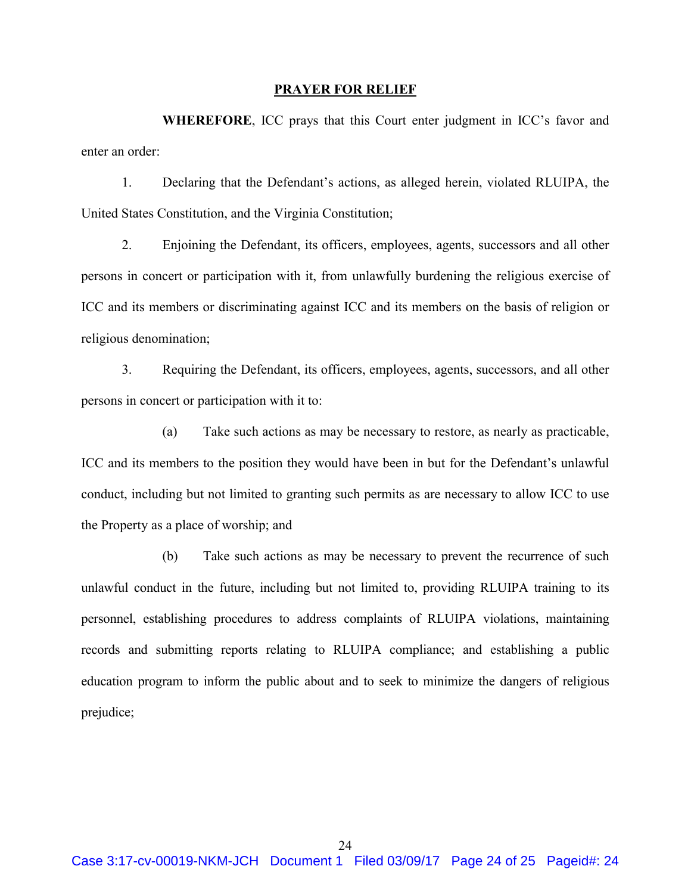## PRAYER FOR RELIEF

**WHEREFORE**, ICC prays that this Court enter judgment in ICC's favor and enter an order:

1. Declaring that the Defendant's actions, as alleged herein, violated RLUIPA, the United States Constitution, and the Virginia Constitution;

2. Enjoining the Defendant, its officers, employees, agents, successors and all other persons in concert or participation with it, from unlawfully burdening the religious exercise of ICC and its members or discriminating against ICC and its members on the basis of religion or religious denomination;

3. Requiring the Defendant, its officers, employees, agents, successors, and all other persons in concert or participation with it to:

   (a) Take such actions as may be necessary to restore, as nearly as practicable, ICC and its members to the position they would have been in but for the Defendant's unlawful conduct, including but not limited to granting such permits as are necessary to allow ICC to use the Property as a place of worship; and

   (b) Take such actions as may be necessary to prevent the recurrence of such unlawful conduct in the future, including but not limited to, providing RLUIPA training to its personnel, establishing procedures to address complaints of RLUIPA violations, maintaining records and submitting reports relating to RLUIPA compliance; and establishing a public education program to inform the public about and to seek to minimize the dangers of religious prejudice;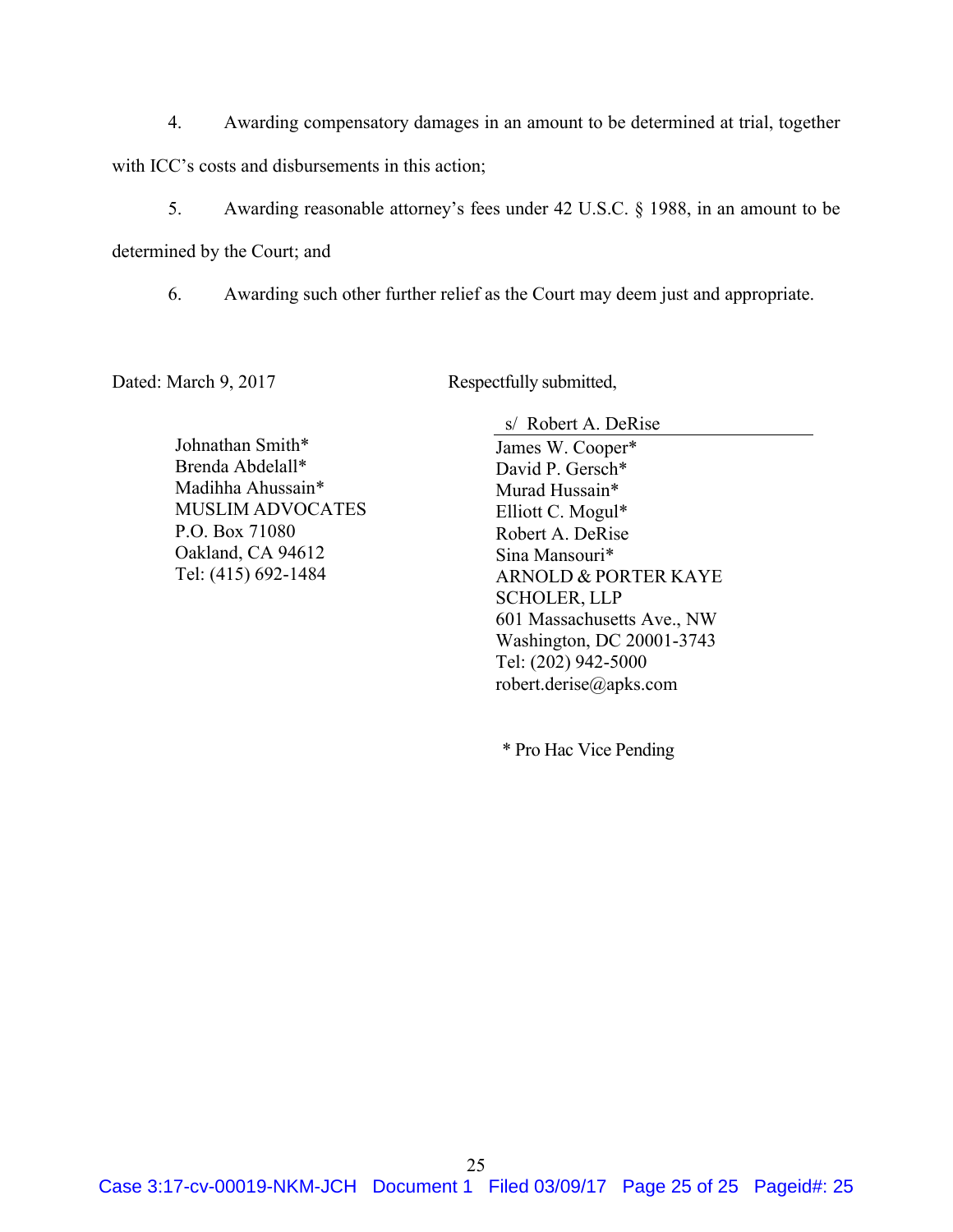4. Awarding compensatory damages in an amount to be determined at trial, together with ICC's costs and disbursements in this action;

5. Awarding reasonable attorney's fees under 42 U.S.C. § 1988, in an amount to be determined by the Court; and

6. Awarding such other further relief as the Court may deem just and appropriate.

Dated: March 9, 2017

Respectfully submitted,

s/ Robert A. DeRise
James W. Cooper*
David P. Gersch*
Murad Hussain*
Elliott C. Mogul*
Robert A. DeRise
Sina Mansouri*
ARNOLD & PORTER KAYE SCHOLER, LLP
601 Massachusetts Ave., NW
Washington, DC 20001-3743
Tel: (202) 942-5000
robert.derise@apks.com

Johnathan Smith*
Brenda Abdelall*
Madihha Ahussain*
MUSLIM ADVOCATES
P.O. Box 71080
Oakland, CA 94612
Tel: (415) 692-1484

\* Pro Hac Vice Pending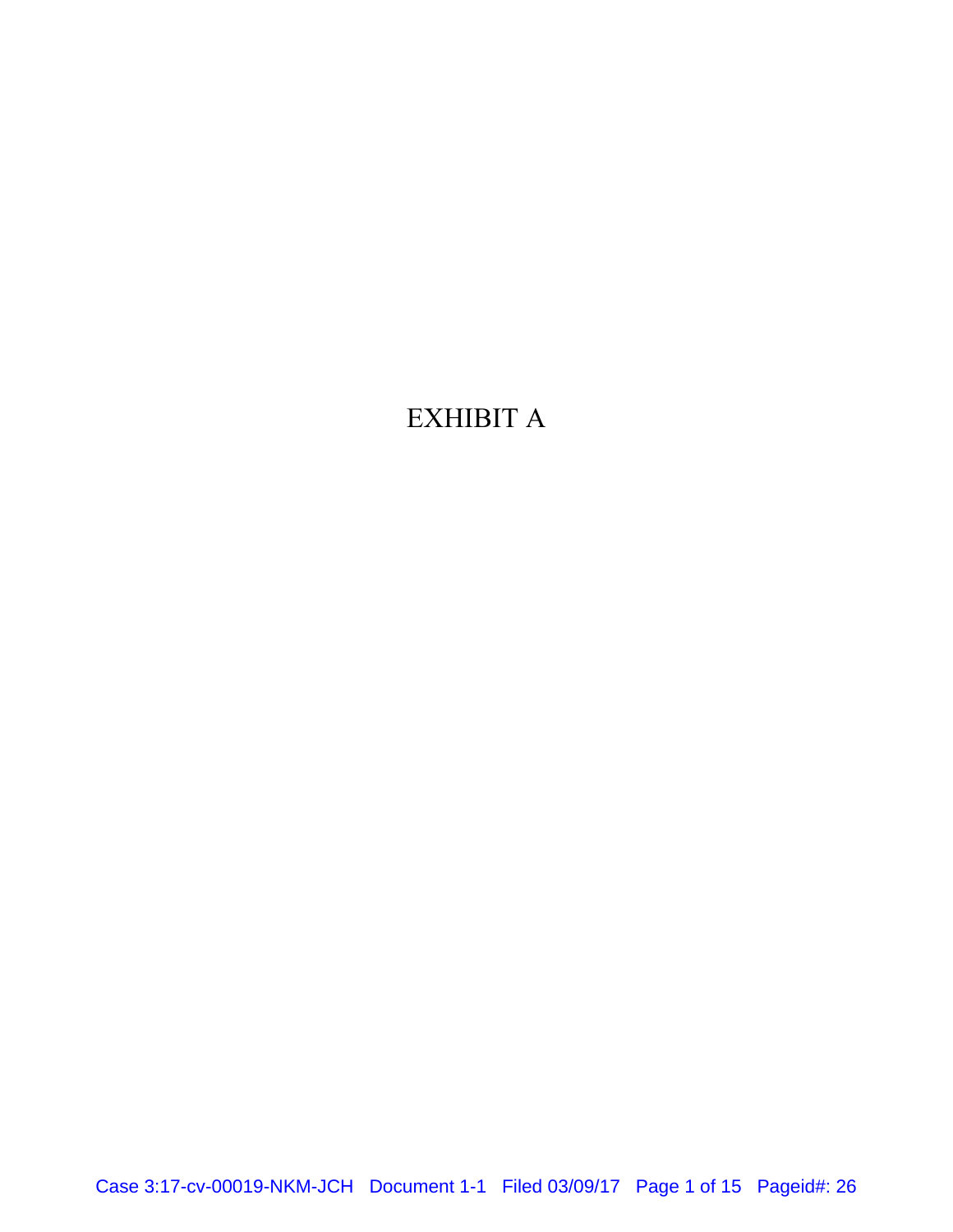EXHIBIT A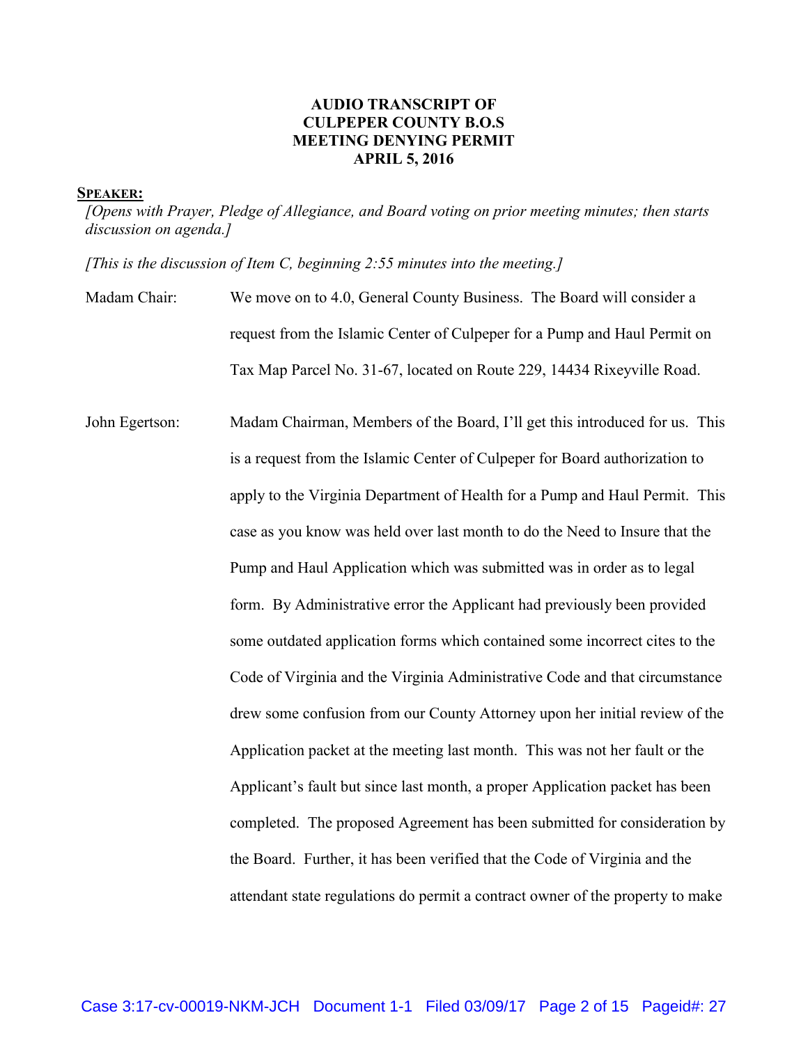**AUDIO TRANSCRIPT OF CULPEPER COUNTY B.O.S MEETING DENYING PERMIT APRIL 5, 2016**

**SPEAKER:**

*[Opens with Prayer, Pledge of Allegiance, and Board voting on prior meeting minutes; then starts discussion on agenda.]*

*[This is the discussion of Item C, beginning 2:55 minutes into the meeting.]*

Madam Chair: We move on to 4.0, General County Business. The Board will consider a request from the Islamic Center of Culpeper for a Pump and Haul Permit on Tax Map Parcel No. 31-67, located on Route 229, 14434 Rixeyville Road.

John Egertson: Madam Chairman, Members of the Board, I'll get this introduced for us. This is a request from the Islamic Center of Culpeper for Board authorization to apply to the Virginia Department of Health for a Pump and Haul Permit. This case as you know was held over last month to do the Need to Insure that the Pump and Haul Application which was submitted was in order as to legal form. By Administrative error the Applicant had previously been provided some outdated application forms which contained some incorrect cites to the Code of Virginia and the Virginia Administrative Code and that circumstance drew some confusion from our County Attorney upon her initial review of the Application packet at the meeting last month. This was not her fault or the Applicant's fault but since last month, a proper Application packet has been completed. The proposed Agreement has been submitted for consideration by the Board. Further, it has been verified that the Code of Virginia and the attendant state regulations do permit a contract owner of the property to make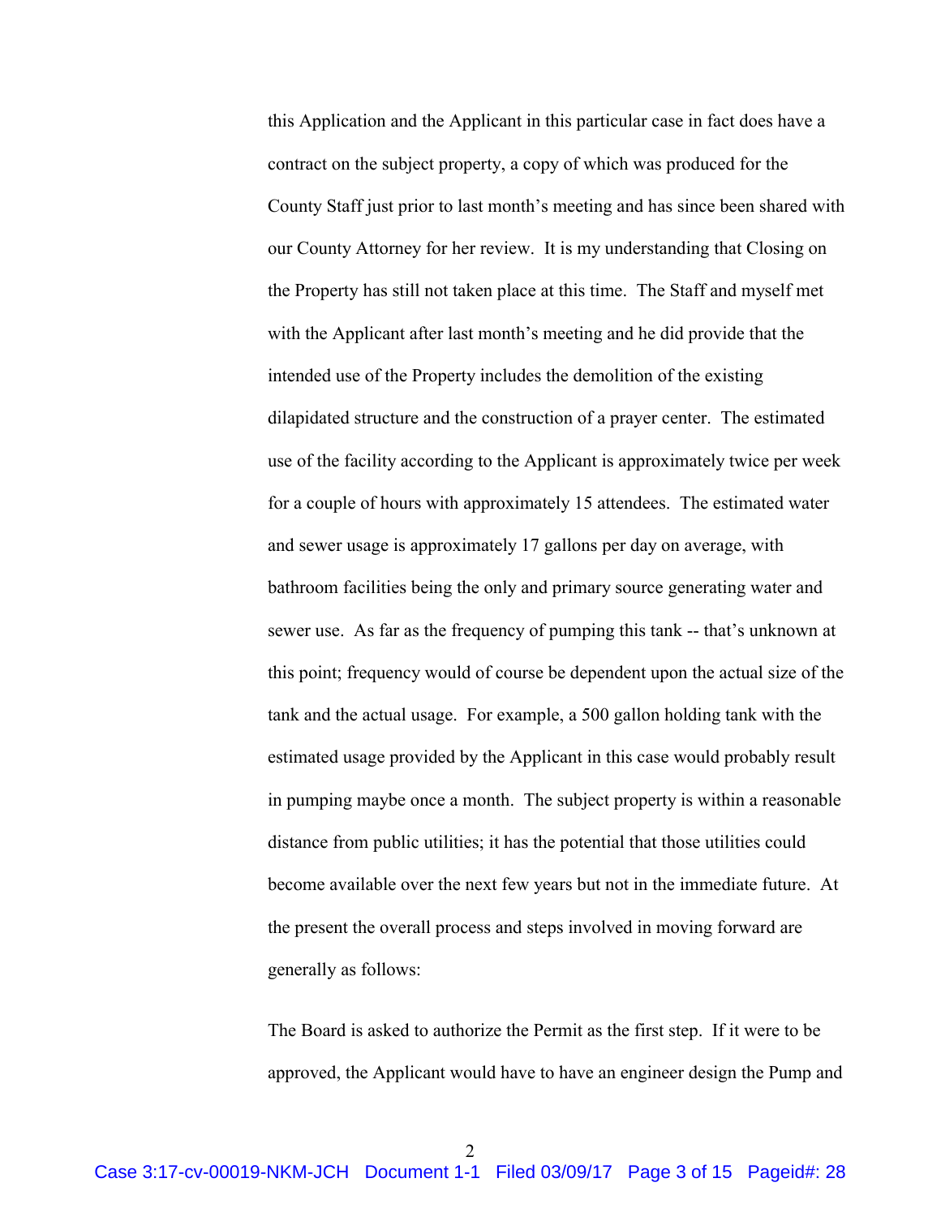this Application and the Applicant in this particular case in fact does have a contract on the subject property, a copy of which was produced for the County Staff just prior to last month's meeting and has since been shared with our County Attorney for her review. It is my understanding that Closing on the Property has still not taken place at this time. The Staff and myself met with the Applicant after last month's meeting and he did provide that the intended use of the Property includes the demolition of the existing dilapidated structure and the construction of a prayer center. The estimated use of the facility according to the Applicant is approximately twice per week for a couple of hours with approximately 15 attendees. The estimated water and sewer usage is approximately 17 gallons per day on average, with bathroom facilities being the only and primary source generating water and sewer use. As far as the frequency of pumping this tank -- that's unknown at this point; frequency would of course be dependent upon the actual size of the tank and the actual usage. For example, a 500 gallon holding tank with the estimated usage provided by the Applicant in this case would probably result in pumping maybe once a month. The subject property is within a reasonable distance from public utilities; it has the potential that those utilities could become available over the next few years but not in the immediate future. At the present the overall process and steps involved in moving forward are generally as follows:

The Board is asked to authorize the Permit as the first step. If it were to be approved, the Applicant would have to have an engineer design the Pump and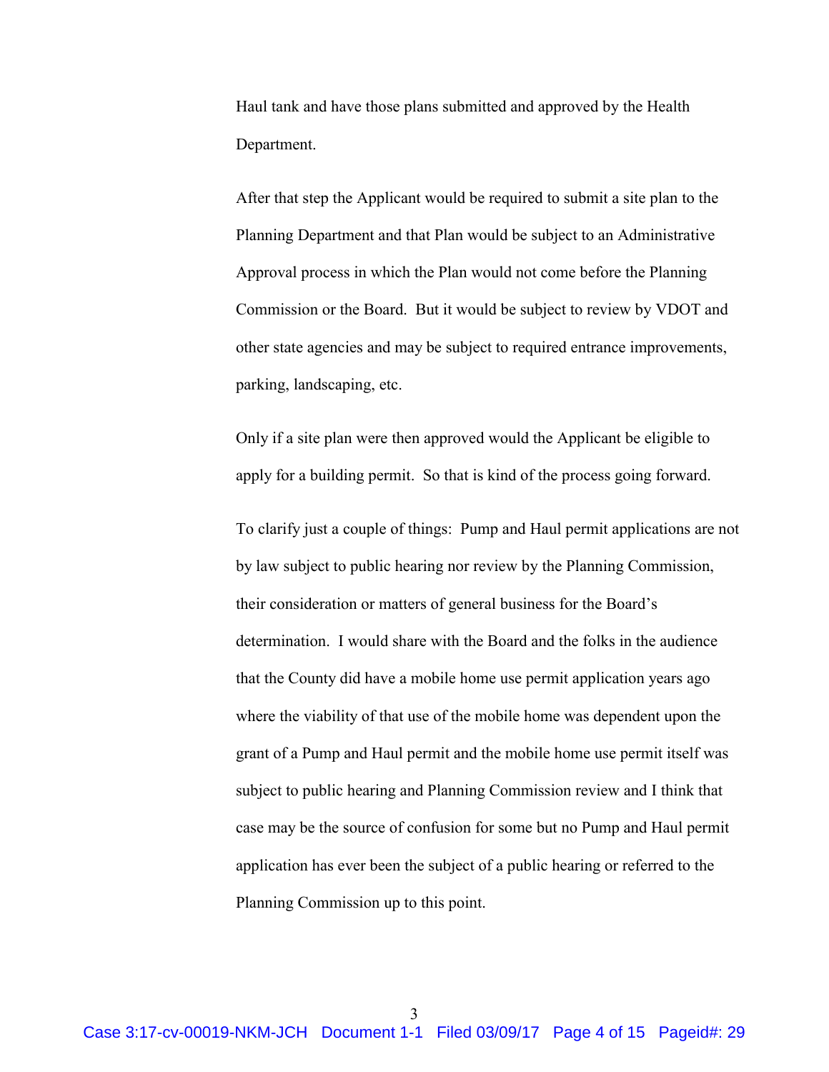Haul tank and have those plans submitted and approved by the Health Department.

After that step the Applicant would be required to submit a site plan to the Planning Department and that Plan would be subject to an Administrative Approval process in which the Plan would not come before the Planning Commission or the Board. But it would be subject to review by VDOT and other state agencies and may be subject to required entrance improvements, parking, landscaping, etc.

Only if a site plan were then approved would the Applicant be eligible to apply for a building permit. So that is kind of the process going forward.

To clarify just a couple of things: Pump and Haul permit applications are not by law subject to public hearing nor review by the Planning Commission, their consideration or matters of general business for the Board's determination. I would share with the Board and the folks in the audience that the County did have a mobile home use permit application years ago where the viability of that use of the mobile home was dependent upon the grant of a Pump and Haul permit and the mobile home use permit itself was subject to public hearing and Planning Commission review and I think that case may be the source of confusion for some but no Pump and Haul permit application has ever been the subject of a public hearing or referred to the Planning Commission up to this point.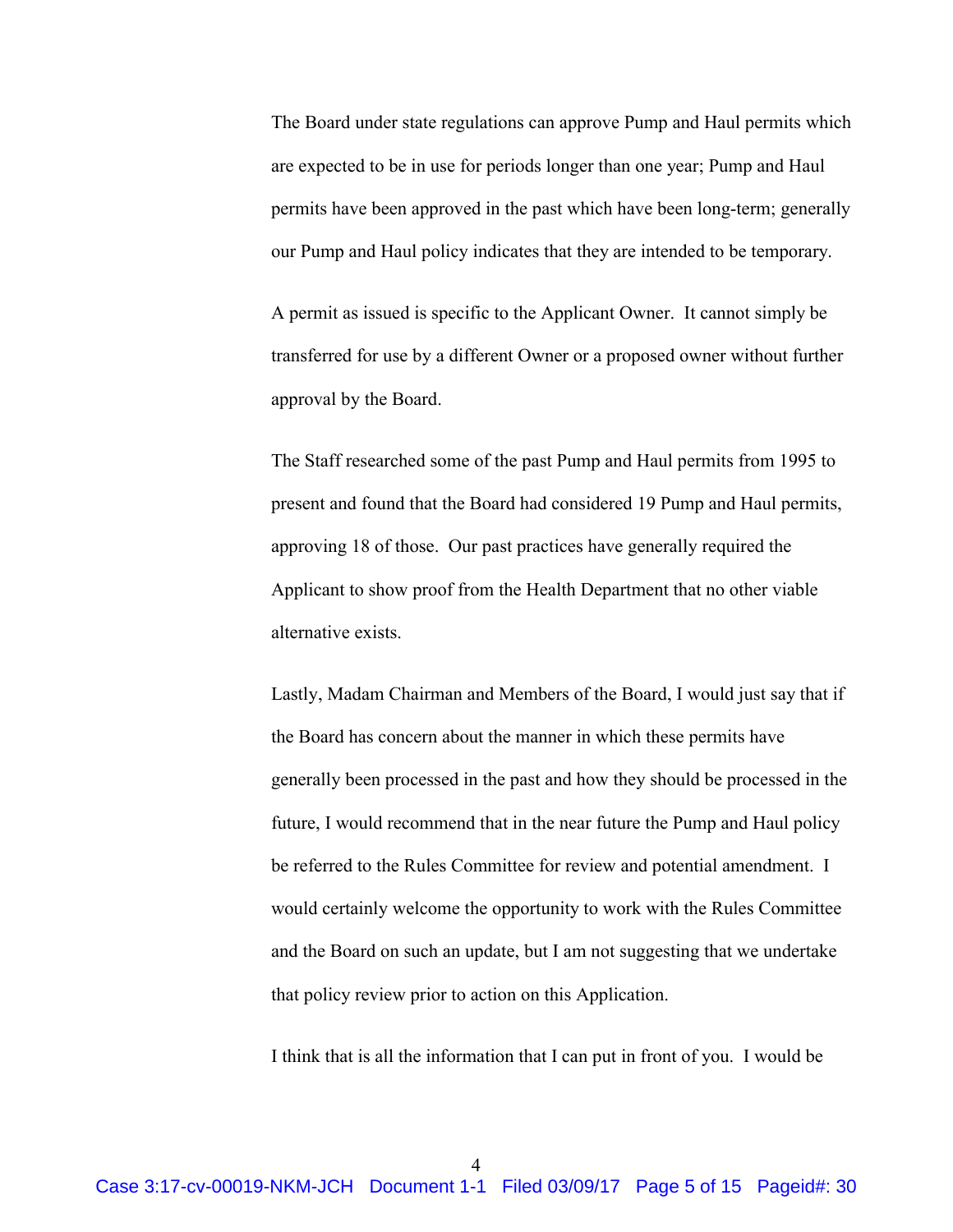The Board under state regulations can approve Pump and Haul permits which are expected to be in use for periods longer than one year; Pump and Haul permits have been approved in the past which have been long-term; generally our Pump and Haul policy indicates that they are intended to be temporary.

A permit as issued is specific to the Applicant Owner. It cannot simply be transferred for use by a different Owner or a proposed owner without further approval by the Board.

The Staff researched some of the past Pump and Haul permits from 1995 to present and found that the Board had considered 19 Pump and Haul permits, approving 18 of those. Our past practices have generally required the Applicant to show proof from the Health Department that no other viable alternative exists.

Lastly, Madam Chairman and Members of the Board, I would just say that if the Board has concern about the manner in which these permits have generally been processed in the past and how they should be processed in the future, I would recommend that in the near future the Pump and Haul policy be referred to the Rules Committee for review and potential amendment. I would certainly welcome the opportunity to work with the Rules Committee and the Board on such an update, but I am not suggesting that we undertake that policy review prior to action on this Application.

I think that is all the information that I can put in front of you. I would be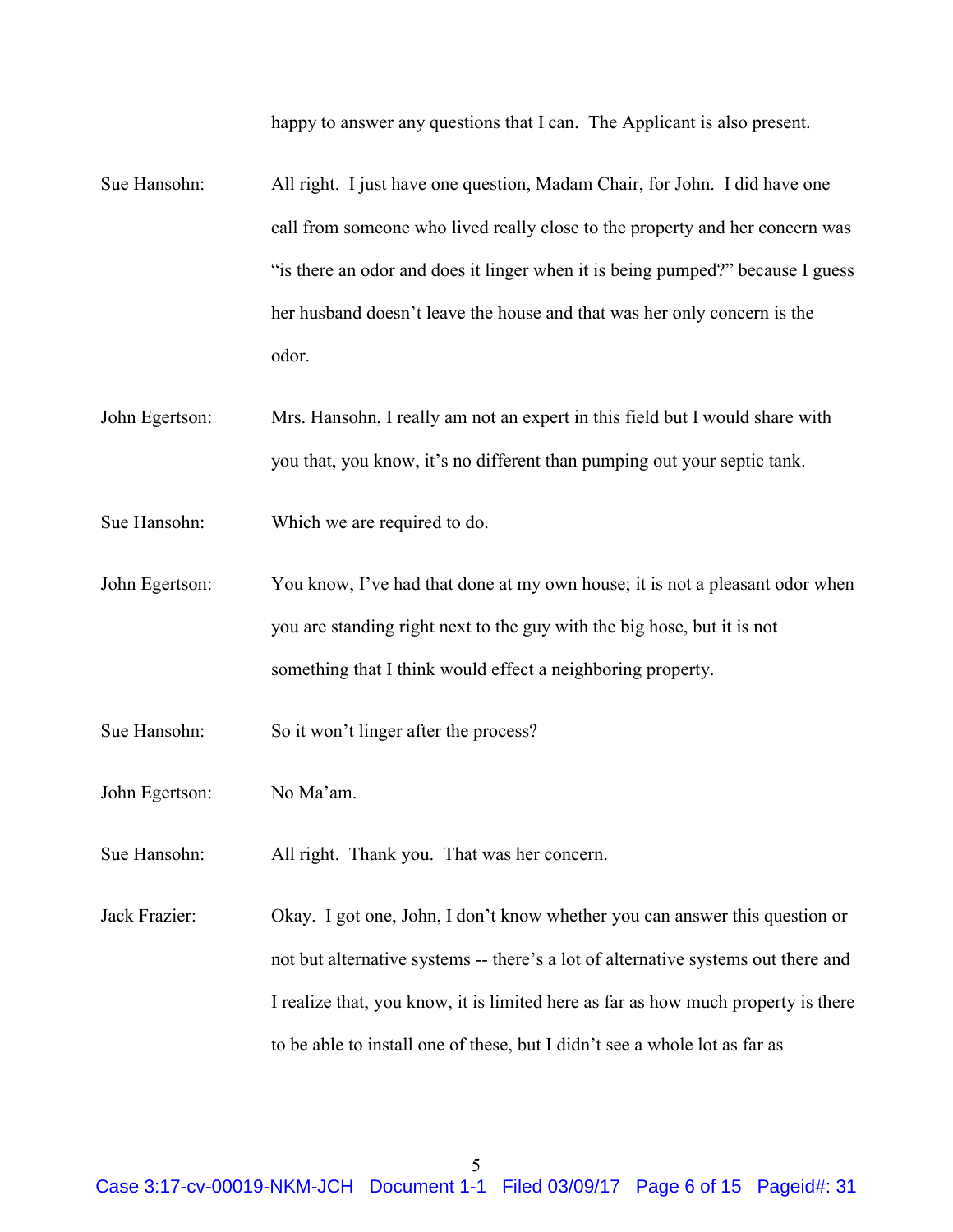happy to answer any questions that I can. The Applicant is also present.

Sue Hansohn: All right. I just have one question, Madam Chair, for John. I did have one call from someone who lived really close to the property and her concern was "is there an odor and does it linger when it is being pumped?" because I guess her husband doesn't leave the house and that was her only concern is the odor.

John Egertson: Mrs. Hansohn, I really am not an expert in this field but I would share with you that, you know, it's no different than pumping out your septic tank.

Sue Hansohn: Which we are required to do.

John Egertson: You know, I've had that done at my own house; it is not a pleasant odor when you are standing right next to the guy with the big hose, but it is not something that I think would effect a neighboring property.

Sue Hansohn: So it won't linger after the process?

John Egertson: No Ma'am.

Sue Hansohn: All right. Thank you. That was her concern.

Jack Frazier: Okay. I got one, John, I don't know whether you can answer this question or not but alternative systems -- there's a lot of alternative systems out there and I realize that, you know, it is limited here as far as how much property is there to be able to install one of these, but I didn't see a whole lot as far as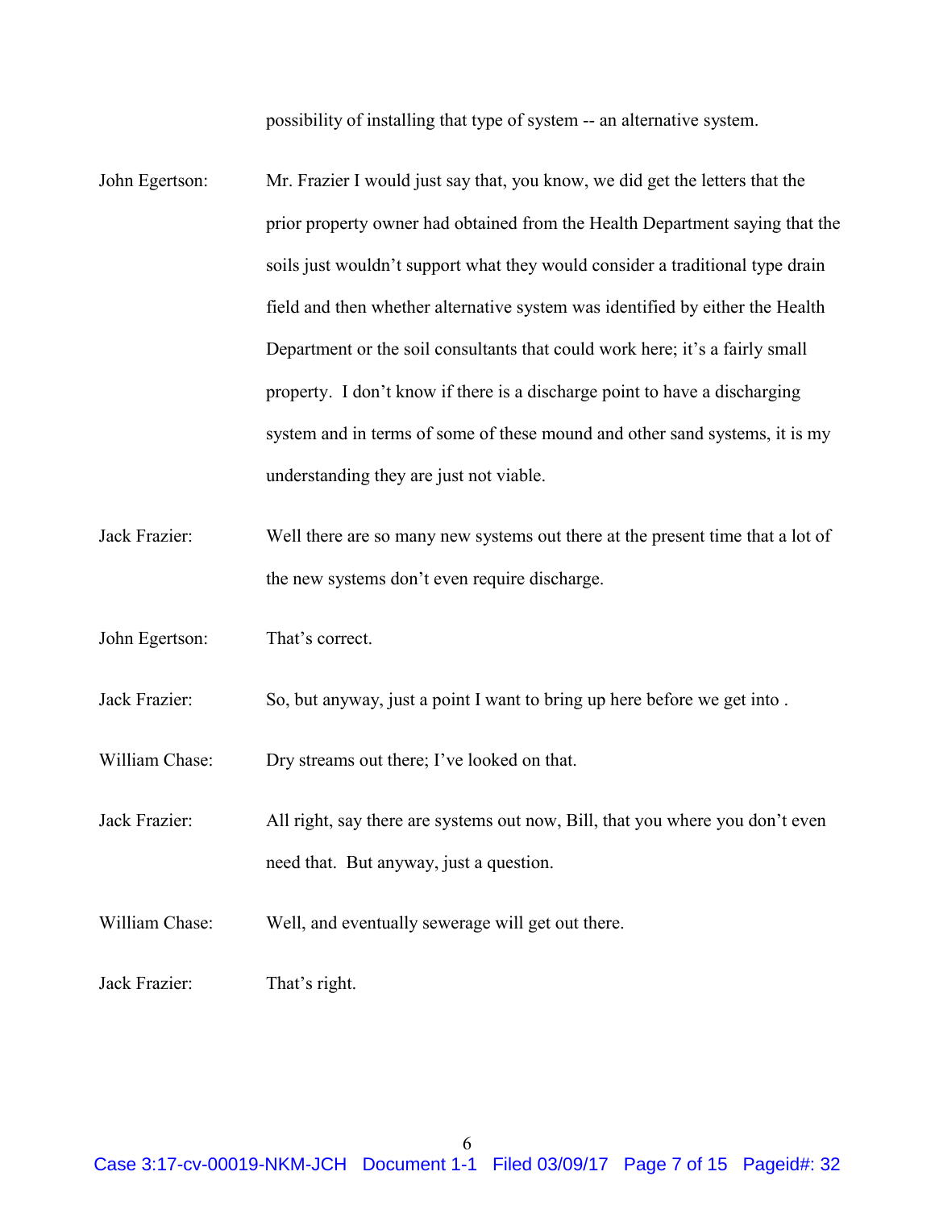possibility of installing that type of system -- an alternative system.

John Egertson: Mr. Frazier I would just say that, you know, we did get the letters that the prior property owner had obtained from the Health Department saying that the soils just wouldn't support what they would consider a traditional type drain field and then whether alternative system was identified by either the Health Department or the soil consultants that could work here; it's a fairly small property. I don't know if there is a discharge point to have a discharging system and in terms of some of these mound and other sand systems, it is my understanding they are just not viable.

Jack Frazier: Well there are so many new systems out there at the present time that a lot of the new systems don't even require discharge.

John Egertson: That's correct.

Jack Frazier: So, but anyway, just a point I want to bring up here before we get into .

William Chase: Dry streams out there; I've looked on that.

Jack Frazier: All right, say there are systems out now, Bill, that you where you don't even need that. But anyway, just a question.

William Chase: Well, and eventually sewerage will get out there.

Jack Frazier: That's right.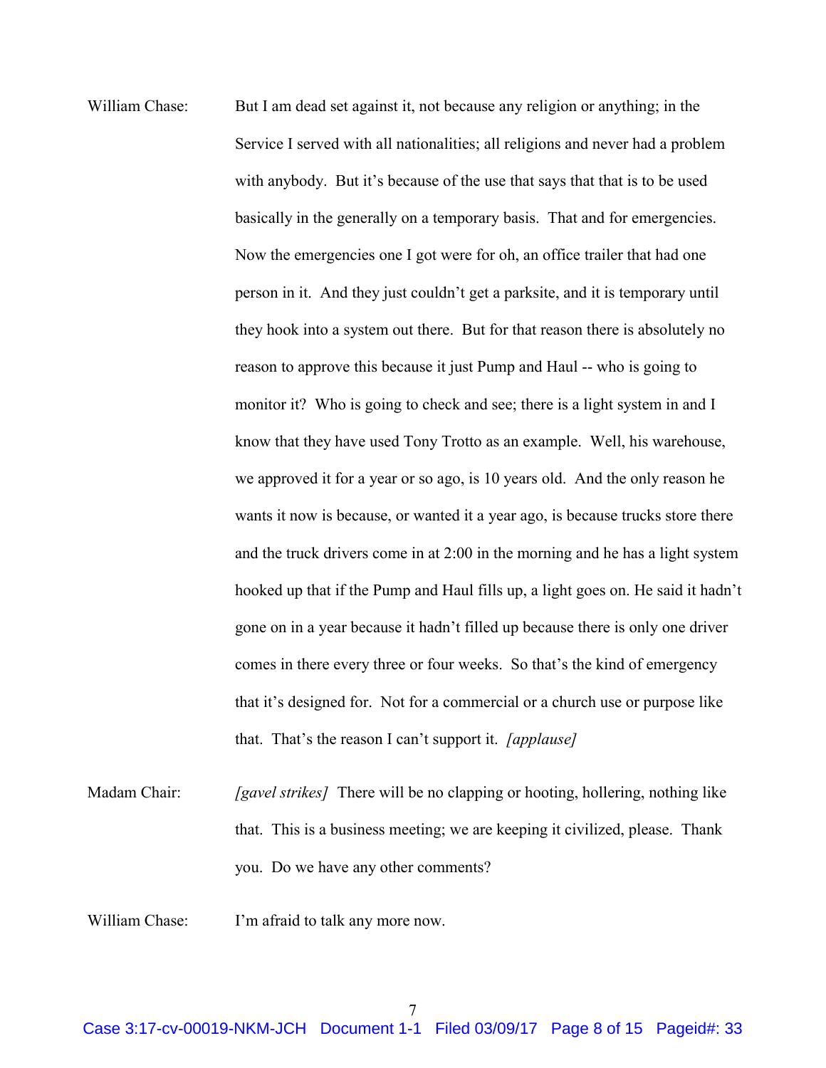William Chase: But I am dead set against it, not because any religion or anything; in the Service I served with all nationalities; all religions and never had a problem with anybody. But it's because of the use that says that that is to be used basically in the generally on a temporary basis. That and for emergencies. Now the emergencies one I got were for oh, an office trailer that had one person in it. And they just couldn't get a parksite, and it is temporary until they hook into a system out there. But for that reason there is absolutely no reason to approve this because it just Pump and Haul -- who is going to monitor it? Who is going to check and see; there is a light system in and I know that they have used Tony Trotto as an example. Well, his warehouse, we approved it for a year or so ago, is 10 years old. And the only reason he wants it now is because, or wanted it a year ago, is because trucks store there and the truck drivers come in at 2:00 in the morning and he has a light system hooked up that if the Pump and Haul fills up, a light goes on. He said it hadn't gone on in a year because it hadn't filled up because there is only one driver comes in there every three or four weeks. So that's the kind of emergency that it's designed for. Not for a commercial or a church use or purpose like that. That's the reason I can't support it. *[applause]*

Madam Chair: *[gavel strikes]* There will be no clapping or hooting, hollering, nothing like that. This is a business meeting; we are keeping it civilized, please. Thank you. Do we have any other comments?

William Chase: I'm afraid to talk any more now.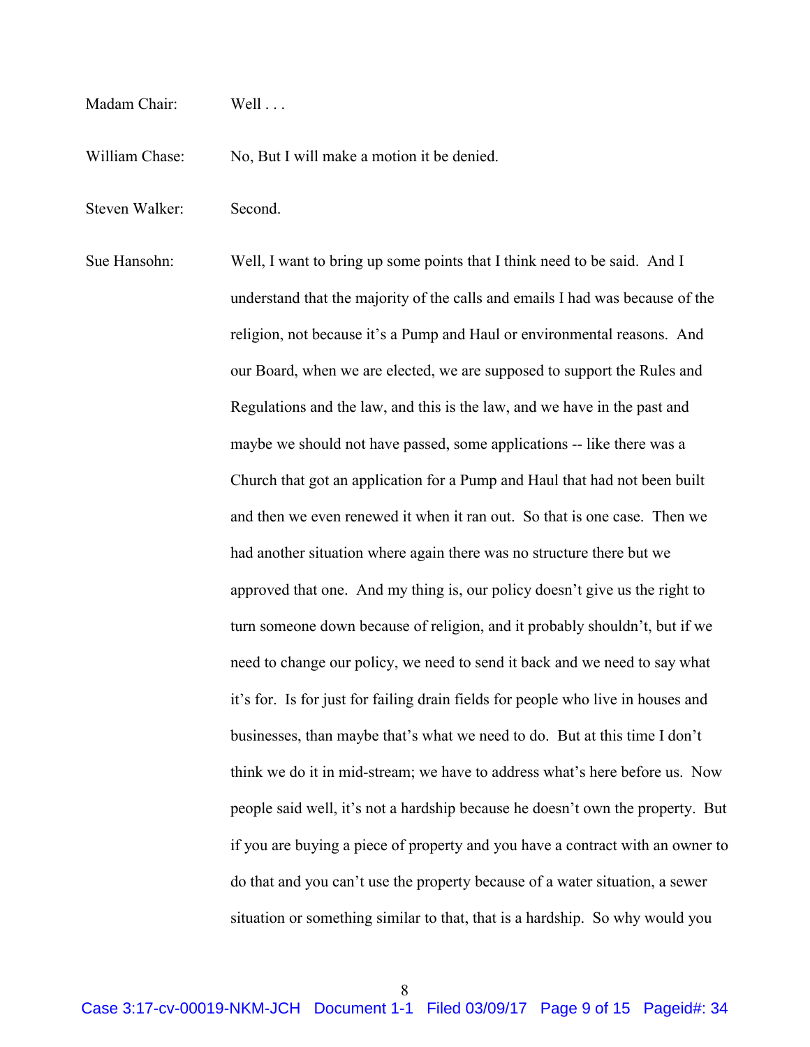Madam Chair: Well . . .

William Chase: No, But I will make a motion it be denied.

Steven Walker: Second.

Sue Hansohn: Well, I want to bring up some points that I think need to be said. And I understand that the majority of the calls and emails I had was because of the religion, not because it's a Pump and Haul or environmental reasons. And our Board, when we are elected, we are supposed to support the Rules and Regulations and the law, and this is the law, and we have in the past and maybe we should not have passed, some applications -- like there was a Church that got an application for a Pump and Haul that had not been built and then we even renewed it when it ran out. So that is one case. Then we had another situation where again there was no structure there but we approved that one. And my thing is, our policy doesn't give us the right to turn someone down because of religion, and it probably shouldn't, but if we need to change our policy, we need to send it back and we need to say what it's for. Is for just for failing drain fields for people who live in houses and businesses, than maybe that's what we need to do. But at this time I don't think we do it in mid-stream; we have to address what's here before us. Now people said well, it's not a hardship because he doesn't own the property. But if you are buying a piece of property and you have a contract with an owner to do that and you can't use the property because of a water situation, a sewer situation or something similar to that, that is a hardship. So why would you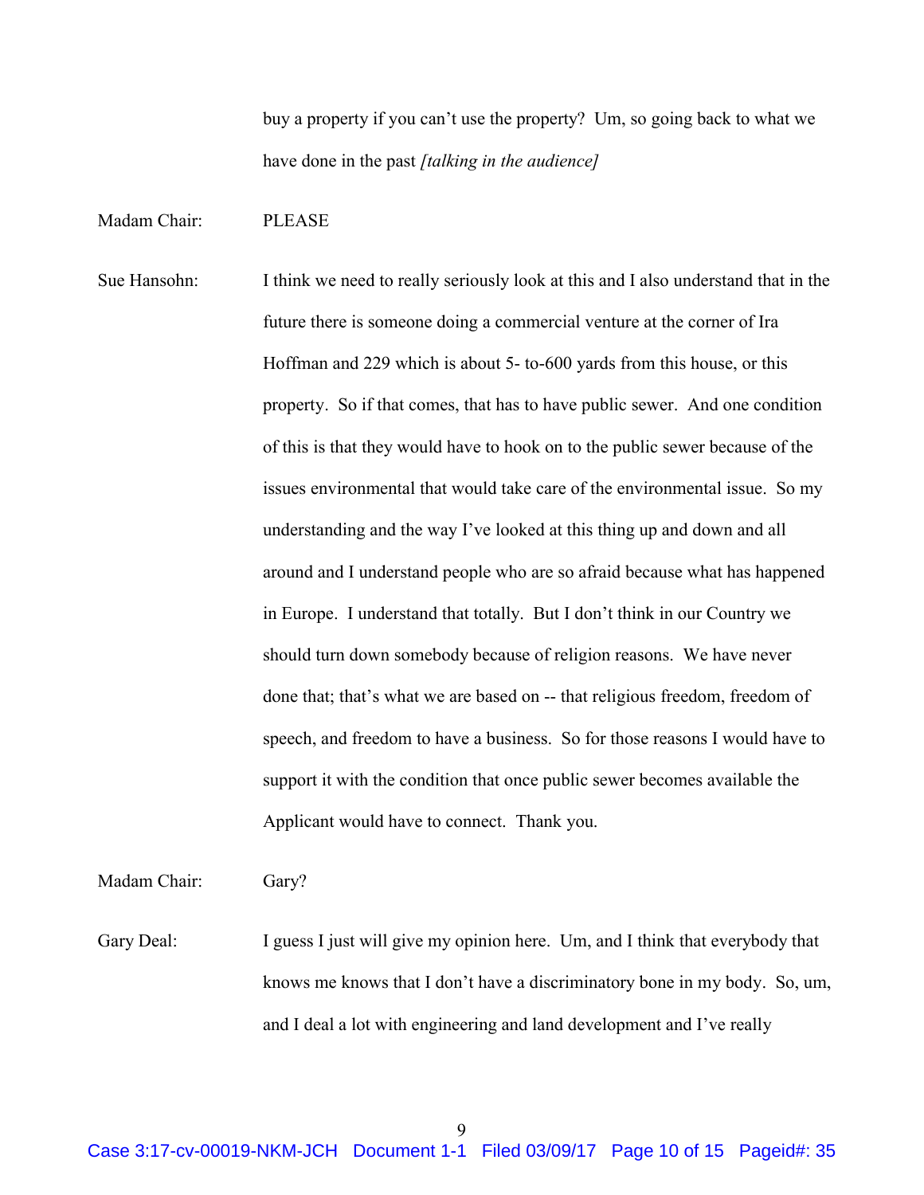buy a property if you can't use the property? Um, so going back to what we have done in the past *[talking in the audience]*

Madam Chair: PLEASE

Sue Hansohn: I think we need to really seriously look at this and I also understand that in the future there is someone doing a commercial venture at the corner of Ira Hoffman and 229 which is about 5- to-600 yards from this house, or this property. So if that comes, that has to have public sewer. And one condition of this is that they would have to hook on to the public sewer because of the issues environmental that would take care of the environmental issue. So my understanding and the way I've looked at this thing up and down and all around and I understand people who are so afraid because what has happened in Europe. I understand that totally. But I don't think in our Country we should turn down somebody because of religion reasons. We have never done that; that's what we are based on -- that religious freedom, freedom of speech, and freedom to have a business. So for those reasons I would have to support it with the condition that once public sewer becomes available the Applicant would have to connect. Thank you.

Madam Chair: Gary?

Gary Deal: I guess I just will give my opinion here. Um, and I think that everybody that knows me knows that I don't have a discriminatory bone in my body. So, um, and I deal a lot with engineering and land development and I've really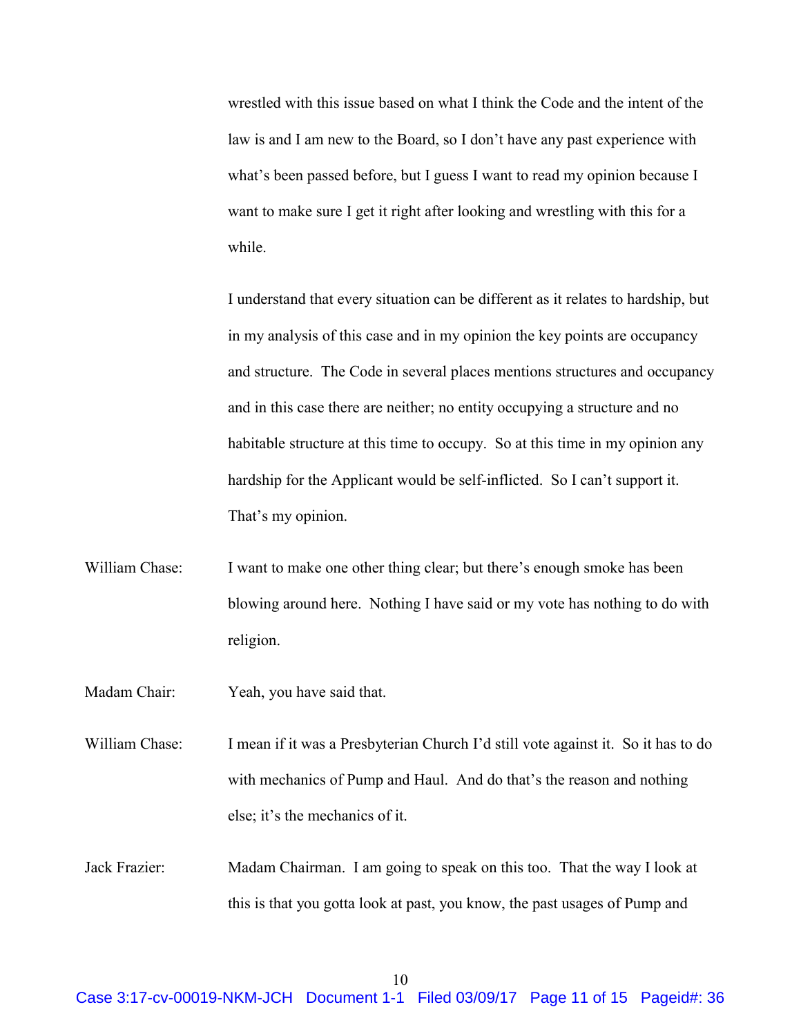wrestled with this issue based on what I think the Code and the intent of the law is and I am new to the Board, so I don't have any past experience with what's been passed before, but I guess I want to read my opinion because I want to make sure I get it right after looking and wrestling with this for a while.

I understand that every situation can be different as it relates to hardship, but in my analysis of this case and in my opinion the key points are occupancy and structure. The Code in several places mentions structures and occupancy and in this case there are neither; no entity occupying a structure and no habitable structure at this time to occupy. So at this time in my opinion any hardship for the Applicant would be self-inflicted. So I can't support it. That's my opinion.

William Chase: I want to make one other thing clear; but there's enough smoke has been blowing around here. Nothing I have said or my vote has nothing to do with religion.

Madam Chair: Yeah, you have said that.

William Chase: I mean if it was a Presbyterian Church I'd still vote against it. So it has to do with mechanics of Pump and Haul. And do that's the reason and nothing else; it's the mechanics of it.

Jack Frazier: Madam Chairman. I am going to speak on this too. That the way I look at this is that you gotta look at past, you know, the past usages of Pump and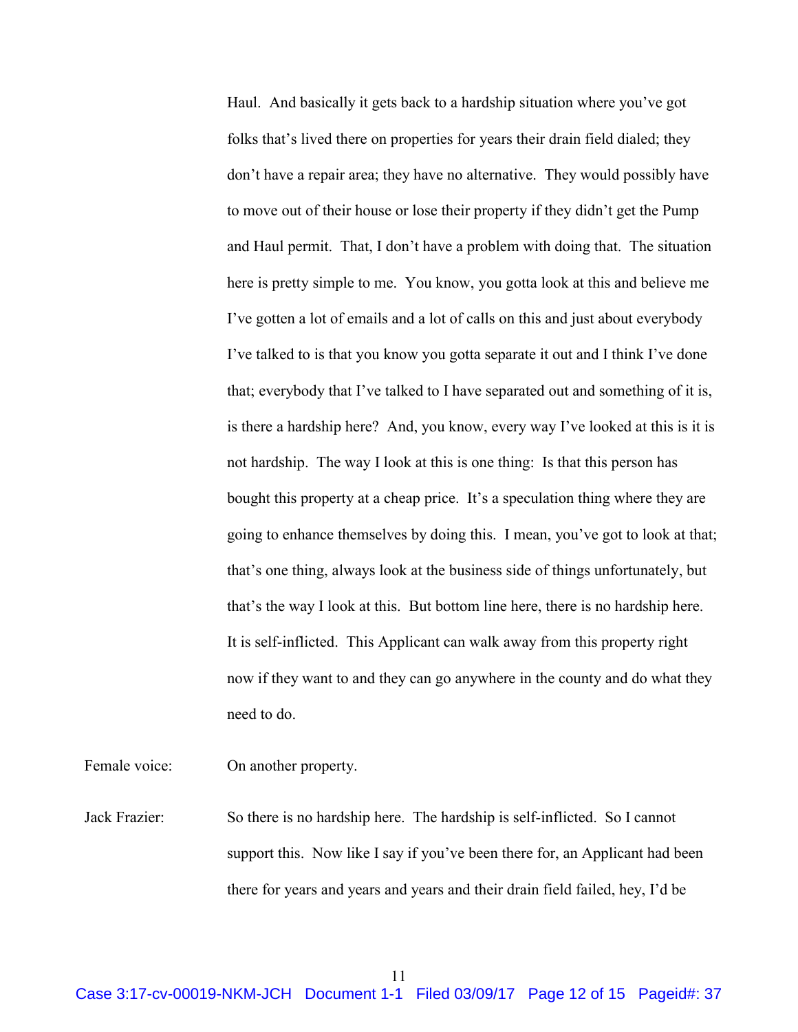Haul. And basically it gets back to a hardship situation where you've got folks that's lived there on properties for years their drain field dialed; they don't have a repair area; they have no alternative. They would possibly have to move out of their house or lose their property if they didn't get the Pump and Haul permit. That, I don't have a problem with doing that. The situation here is pretty simple to me. You know, you gotta look at this and believe me I've gotten a lot of emails and a lot of calls on this and just about everybody I've talked to is that you know you gotta separate it out and I think I've done that; everybody that I've talked to I have separated out and something of it is, is there a hardship here? And, you know, every way I've looked at this is it is not hardship. The way I look at this is one thing: Is that this person has bought this property at a cheap price. It's a speculation thing where they are going to enhance themselves by doing this. I mean, you've got to look at that; that's one thing, always look at the business side of things unfortunately, but that's the way I look at this. But bottom line here, there is no hardship here. It is self-inflicted. This Applicant can walk away from this property right now if they want to and they can go anywhere in the county and do what they need to do.

Female voice: On another property.

Jack Frazier: So there is no hardship here. The hardship is self-inflicted. So I cannot support this. Now like I say if you've been there for, an Applicant had been there for years and years and years and their drain field failed, hey, I'd be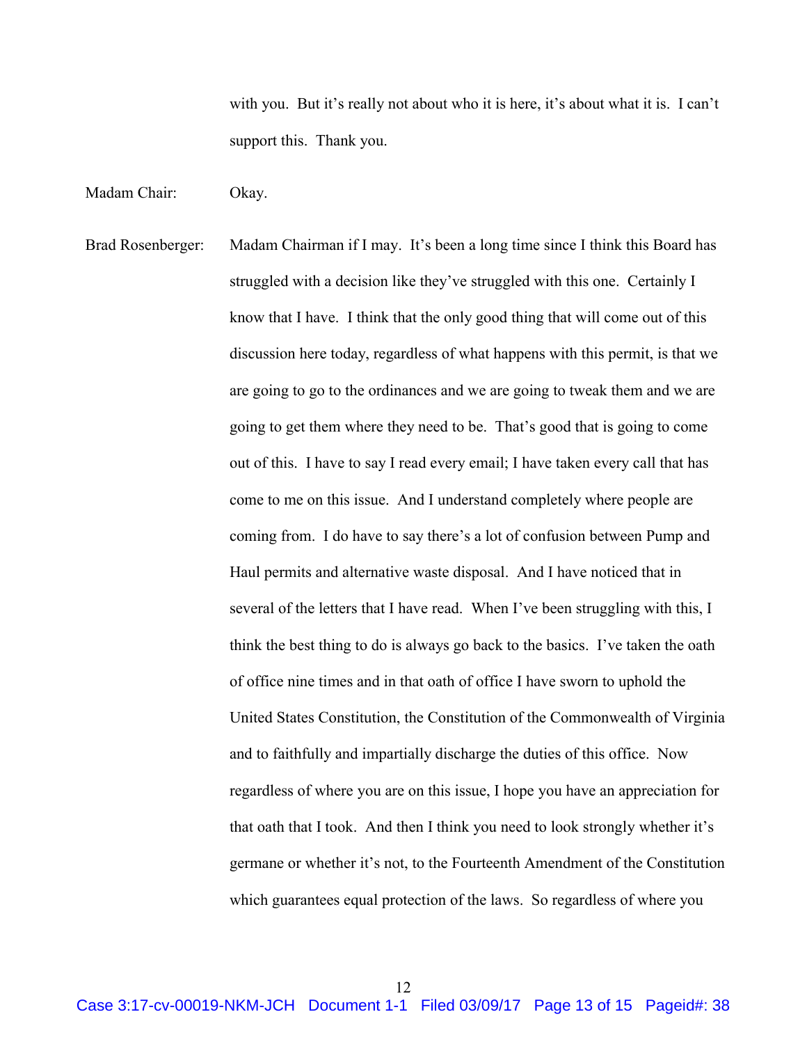with you. But it's really not about who it is here, it's about what it is. I can't support this. Thank you.

Madam Chair: Okay.

Brad Rosenberger: Madam Chairman if I may. It's been a long time since I think this Board has struggled with a decision like they've struggled with this one. Certainly I know that I have. I think that the only good thing that will come out of this discussion here today, regardless of what happens with this permit, is that we are going to go to the ordinances and we are going to tweak them and we are going to get them where they need to be. That's good that is going to come out of this. I have to say I read every email; I have taken every call that has come to me on this issue. And I understand completely where people are coming from. I do have to say there's a lot of confusion between Pump and Haul permits and alternative waste disposal. And I have noticed that in several of the letters that I have read. When I've been struggling with this, I think the best thing to do is always go back to the basics. I've taken the oath of office nine times and in that oath of office I have sworn to uphold the United States Constitution, the Constitution of the Commonwealth of Virginia and to faithfully and impartially discharge the duties of this office. Now regardless of where you are on this issue, I hope you have an appreciation for that oath that I took. And then I think you need to look strongly whether it's germane or whether it's not, to the Fourteenth Amendment of the Constitution which guarantees equal protection of the laws. So regardless of where you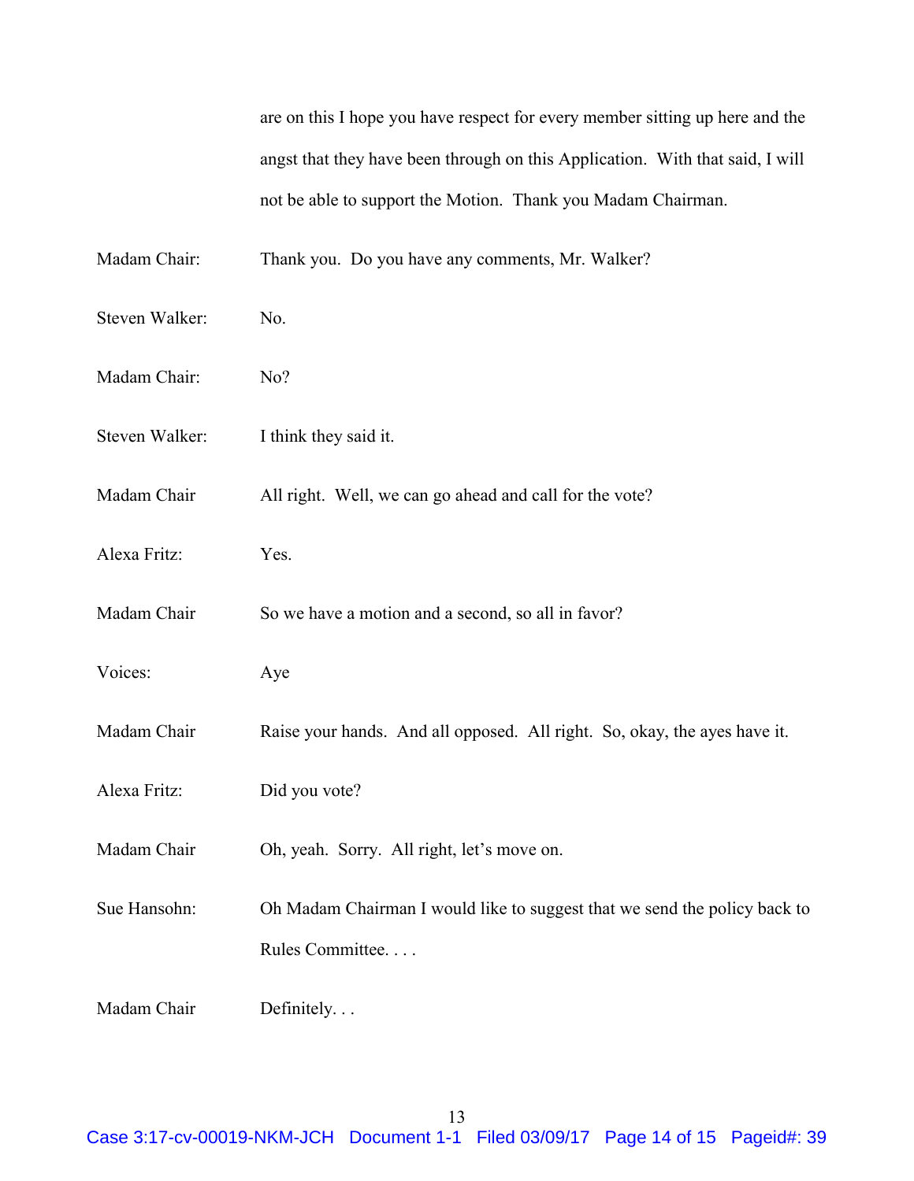are on this I hope you have respect for every member sitting up here and the angst that they have been through on this Application. With that said, I will not be able to support the Motion. Thank you Madam Chairman.

Madam Chair: Thank you. Do you have any comments, Mr. Walker?

Steven Walker: No.

Madam Chair: No?

Steven Walker: I think they said it.

Madam Chair All right. Well, we can go ahead and call for the vote?

Alexa Fritz: Yes.

Madam Chair So we have a motion and a second, so all in favor?

Voices: Aye

Madam Chair Raise your hands. And all opposed. All right. So, okay, the ayes have it.

Alexa Fritz: Did you vote?

Madam Chair Oh, yeah. Sorry. All right, let's move on.

Sue Hansohn: Oh Madam Chairman I would like to suggest that we send the policy back to Rules Committee. . . .

Madam Chair Definitely. . .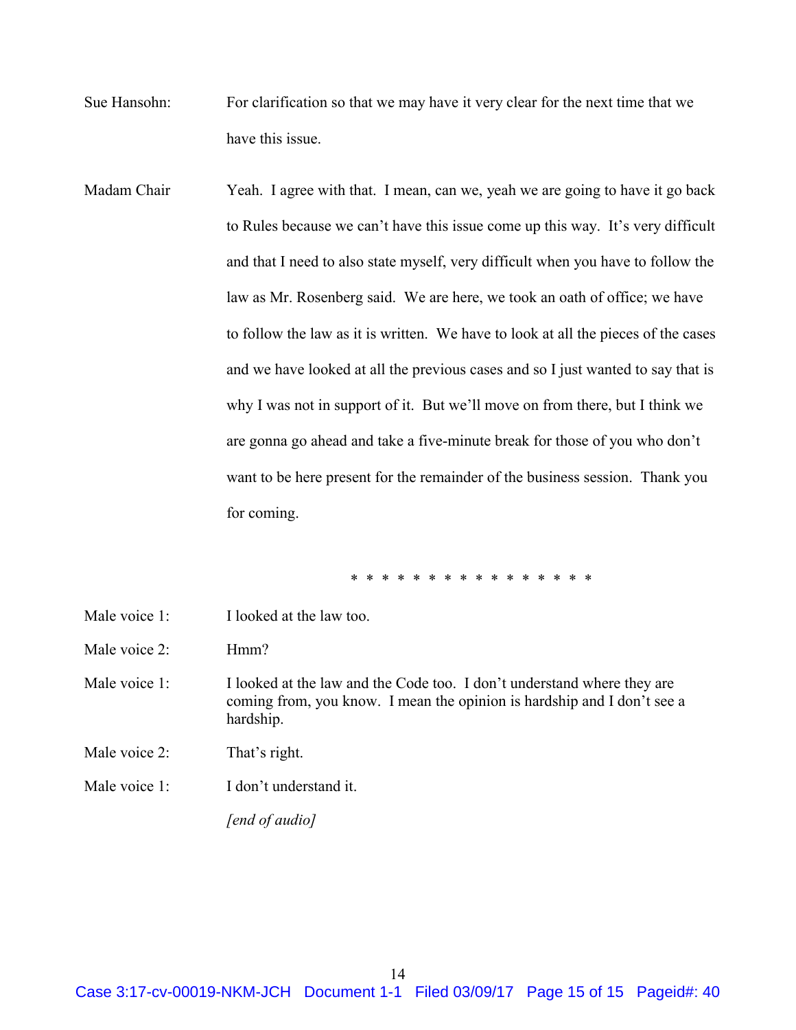Sue Hansohn: For clarification so that we may have it very clear for the next time that we have this issue.

Madam Chair: Yeah. I agree with that. I mean, can we, yeah we are going to have it go back to Rules because we can't have this issue come up this way. It's very difficult and that I need to also state myself, very difficult when you have to follow the law as Mr. Rosenberg said. We are here, we took an oath of office; we have to follow the law as it is written. We have to look at all the pieces of the cases and we have looked at all the previous cases and so I just wanted to say that is why I was not in support of it. But we'll move on from there, but I think we are gonna go ahead and take a five-minute break for those of you who don't want to be here present for the remainder of the business session. Thank you for coming.

* * * * * * * * * * * * * * * *

Male voice 1: I looked at the law too.

Male voice 2: Hmm?

Male voice 1: I looked at the law and the Code too. I don't understand where they are coming from, you know. I mean the opinion is hardship and I don't see a hardship.

Male voice 2: That's right.

Male voice 1: I don't understand it.

*[end of audio]*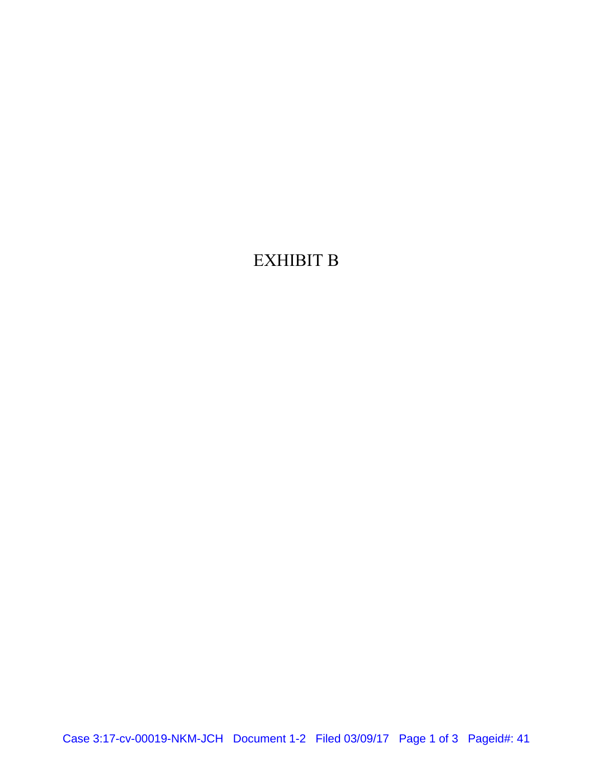EXHIBIT B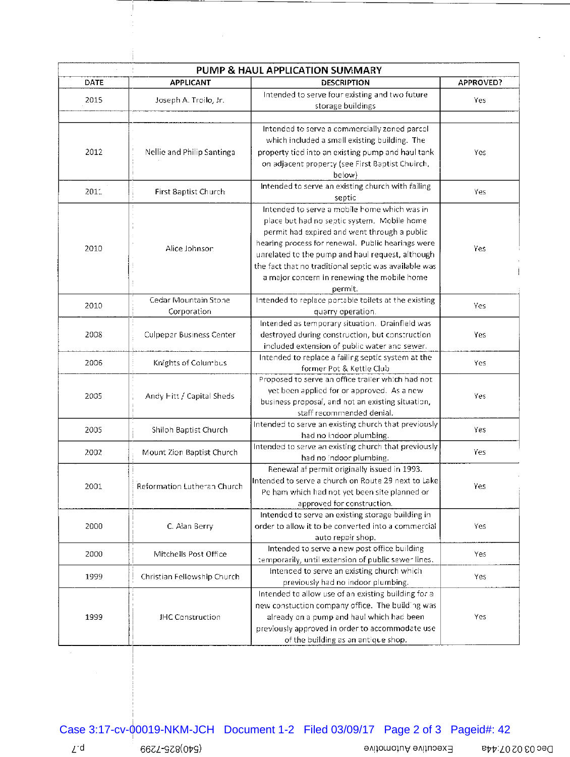| PUMP & HAUL APPLICATION SUMMARY | | | |
|---|---|---|---|
| DATE | APPLICANT | DESCRIPTION | APPROVED? |
| 2015 | Joseph A. Troilo, Jr. | Intended to serve four existing and two future storage buildings | Yes |
| | | | |
| 2012 | Nellie and Philip Santinga | Intended to serve a commercially zoned parcel which included a small existing building. The property tied into an existing pump and haul tank on adjacent property (see First Baptist Church, below) | Yes |
| 2011 | First Baptist Church | Intended to serve an existing church with failing septic | Yes |
| 2010 | Alice Johnson | Intended to serve a mobile home which was in place but had no septic system. Mobile home permit had expired and went through a public hearing process for renewal. Public hearings were unrelated to the pump and haul request, although the fact that no traditional septic was available was a major concern in renewing the mobile home permit. | Yes |
| 2010 | Cedar Mountain Stone Corporation | Intended to replace portable toilets at the existing quarry operation. | Yes |
| 2008 | Culpeper Business Center | Intended as temporary situation. Drainfield was destroyed during construction, but construction included extension of public water and sewer. | Yes |
| 2006 | Knights of Columbus | Intended to replace a failing septic system at the former Pot & Kettle Club | Yes |
| 2005 | Andy Fitt / Capital Sheds | Proposed to serve an office trailer which had not yet been applied for or approved. As a new business proposal, and not an existing situation, staff recommended denial. | Yes |
| 2005 | Shiloh Baptist Church | Intended to serve an existing church that previously had no indoor plumbing. | Yes |
| 2002 | Mount Zion Baptist Church | Intended to serve an existing church that previously had no indoor plumbing. | Yes |
| 2001 | Reformation Lutheran Church | Renewal of permit originally issued in 1993. Intended to serve a church on Route 29 next to Lake Pelham which had not yet been site planned or approved for construction. | Yes |
| 2000 | C. Alan Berry | Intended to serve an existing storage building in order to allow it to be converted into a commercial auto repair shop. | Yes |
| 2000 | Mitchells Post Office | Intended to serve a new post office building temporarily, until extension of public sewer lines. | Yes |
| 1999 | Christian Fellowship Church | Intended to serve an existing church which previously had no indoor plumbing. | Yes |
| 1999 | JHC Construction | Intended to allow use of an existing building for a new constuction company office. The building was already on a pump and haul which had been previously approved in order to accommodate use of the building as an antique shop. | Yes |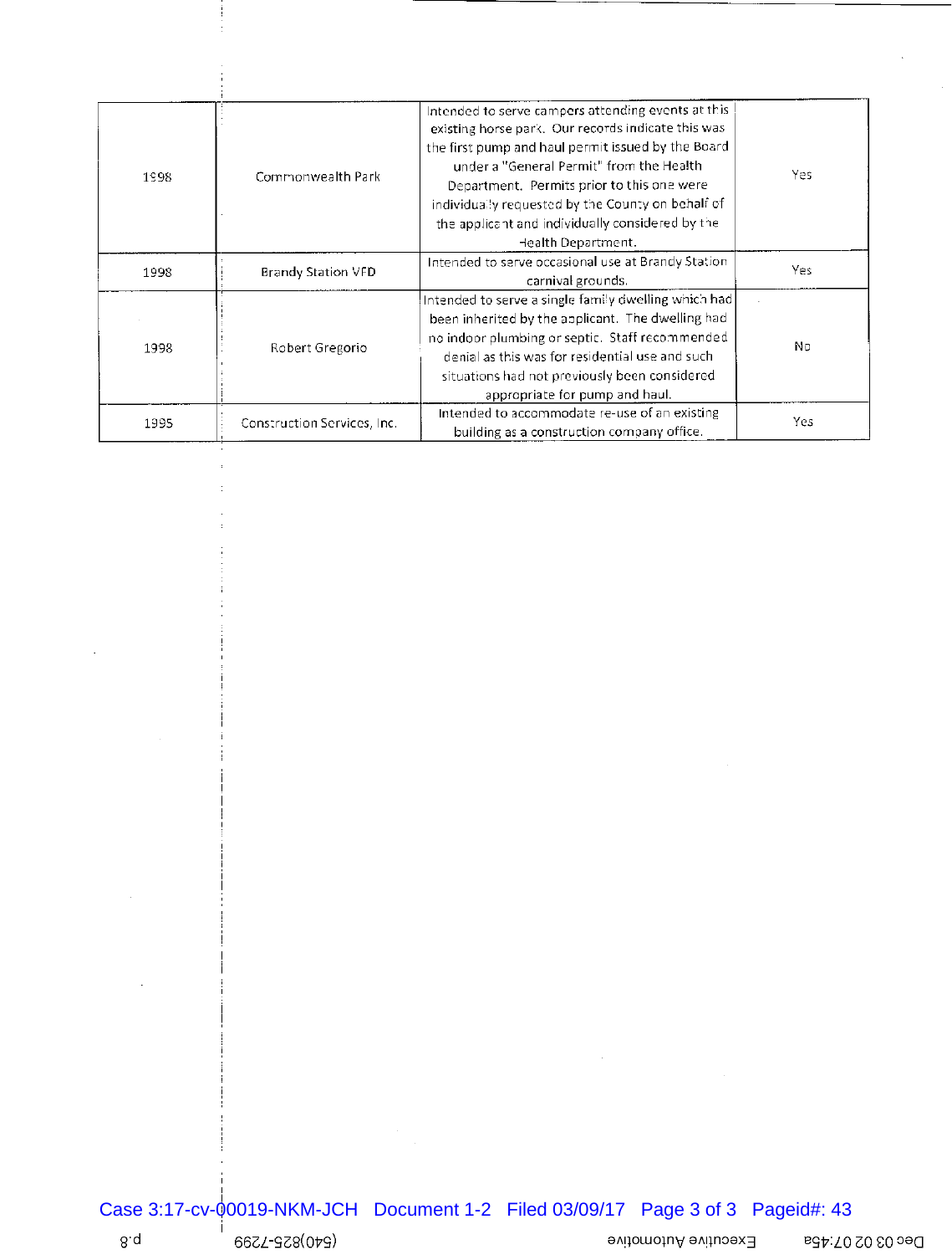| | | | |
|---|---|---|---|
| 1998 | Commonwealth Park | Intended to serve campers attending events at this existing horse park. Our records indicate this was the first pump and haul permit issued by the Board under a "General Permit" from the Health Department. Permits prior to this one were individually requested by the County on behalf of the applicant and individually considered by the Health Department. | Yes |
| 1998 | Brandy Station VFD | Intended to serve occasional use at Brandy Station carnival grounds. | Yes |
| 1998 | Robert Gregorio | Intended to serve a single family dwelling which had been inherited by the applicant. The dwelling had no indoor plumbing or septic. Staff recommended denial as this was for residential use and such situations had not previously been considered appropriate for pump and haul. | No |
| 1995 | Construction Services, Inc. | Intended to accommodate re-use of an existing building as a construction company office. | Yes |